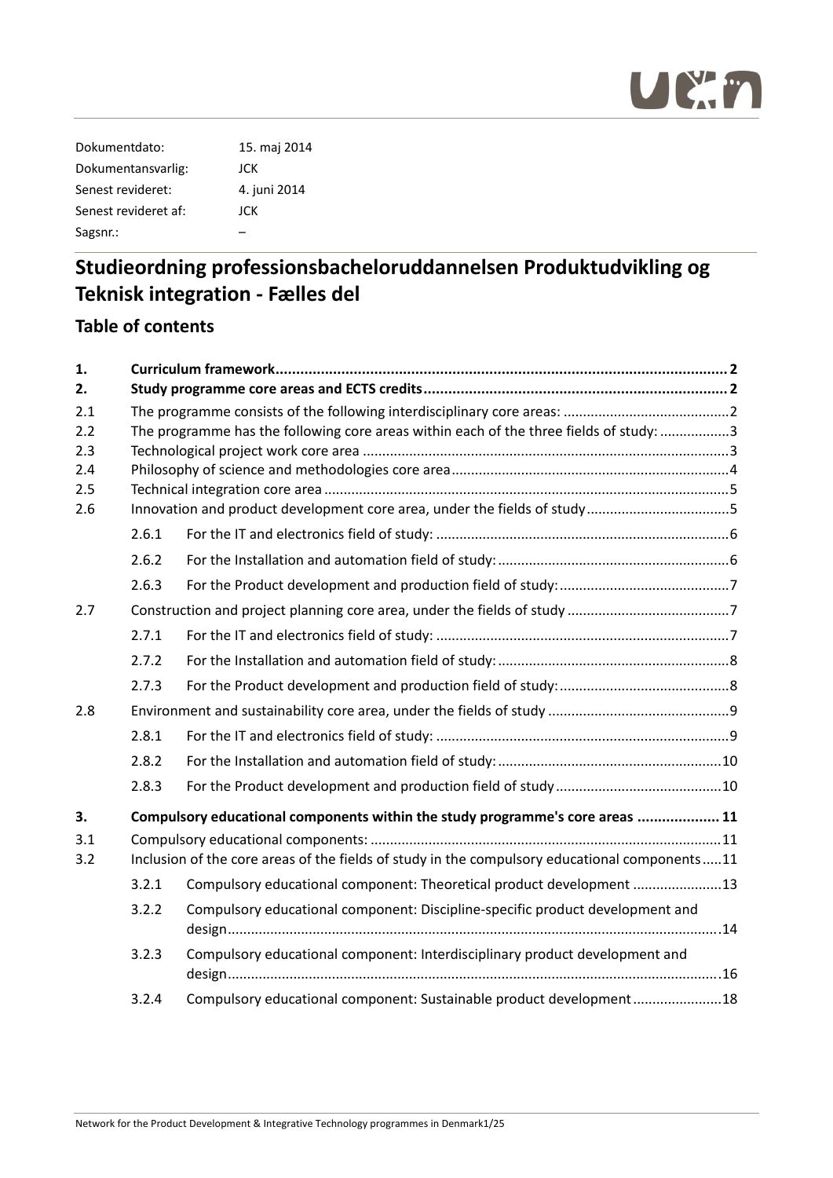| | |
|---|---|
| Dokumentdato: | 15. maj 2014 |
| Dokumentansvarlig: | JCK |
| Senest revideret: | 4. juni 2014 |
| Senest revideret af: | JCK |
| Sagsnr.: | – |

# Studieordning professionsbacheloruddannelsen Produktudvikling og Teknisk integration - Fælles del

## Table of contents

**1. Curriculum framework** .......... 2

**2. Study programme core areas and ECTS credits** .......... 2

2.1 The programme consists of the following interdisciplinary core areas: .......... 2

2.2 The programme has the following core areas within each of the three fields of study: .......... 3

2.3 Technological project work core area .......... 3

2.4 Philosophy of science and methodologies core area .......... 4

2.5 Technical integration core area .......... 5

2.6 Innovation and product development core area, under the fields of study .......... 5

- 2.6.1 For the IT and electronics field of study: .......... 6
- 2.6.2 For the Installation and automation field of study: .......... 6
- 2.6.3 For the Product development and production field of study: .......... 7

2.7 Construction and project planning core area, under the fields of study .......... 7

- 2.7.1 For the IT and electronics field of study: .......... 7
- 2.7.2 For the Installation and automation field of study: .......... 8
- 2.7.3 For the Product development and production field of study: .......... 8

2.8 Environment and sustainability core area, under the fields of study .......... 9

- 2.8.1 For the IT and electronics field of study: .......... 9
- 2.8.2 For the Installation and automation field of study: .......... 10
- 2.8.3 For the Product development and production field of study .......... 10

**3. Compulsory educational components within the study programme's core areas** .......... 11

3.1 Compulsory educational components: .......... 11

3.2 Inclusion of the core areas of the fields of study in the compulsory educational components .......... 11

- 3.2.1 Compulsory educational component: Theoretical product development .......... 13
- 3.2.2 Compulsory educational component: Discipline-specific product development and design .......... 14
- 3.2.3 Compulsory educational component: Interdisciplinary product development and design .......... 16
- 3.2.4 Compulsory educational component: Sustainable product development .......... 18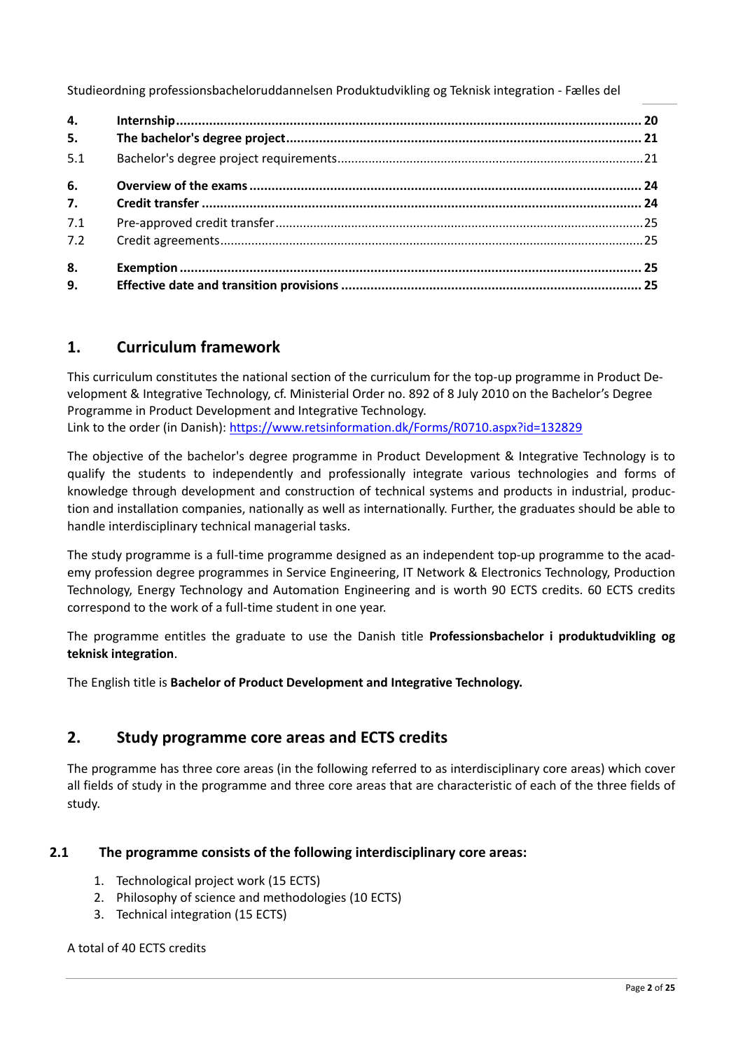| | | |
|---|---|---|
| **4.** | **Internship** | **20** |
| **5.** | **The bachelor's degree project** | **21** |
| 5.1 | Bachelor's degree project requirements | 21 |
| **6.** | **Overview of the exams** | **24** |
| **7.** | **Credit transfer** | **24** |
| 7.1 | Pre-approved credit transfer | 25 |
| 7.2 | Credit agreements | 25 |
| **8.** | **Exemption** | **25** |
| **9.** | **Effective date and transition provisions** | **25** |

# 1. Curriculum framework

This curriculum constitutes the national section of the curriculum for the top-up programme in Product Development & Integrative Technology, cf. Ministerial Order no. 892 of 8 July 2010 on the Bachelor's Degree Programme in Product Development and Integrative Technology.
Link to the order (in Danish): https://www.retsinformation.dk/Forms/R0710.aspx?id=132829

The objective of the bachelor's degree programme in Product Development & Integrative Technology is to qualify the students to independently and professionally integrate various technologies and forms of knowledge through development and construction of technical systems and products in industrial, production and installation companies, nationally as well as internationally. Further, the graduates should be able to handle interdisciplinary technical managerial tasks.

The study programme is a full-time programme designed as an independent top-up programme to the academy profession degree programmes in Service Engineering, IT Network & Electronics Technology, Production Technology, Energy Technology and Automation Engineering and is worth 90 ECTS credits. 60 ECTS credits correspond to the work of a full-time student in one year.

The programme entitles the graduate to use the Danish title **Professionsbachelor i produktudvikling og teknisk integration**.

The English title is **Bachelor of Product Development and Integrative Technology.**

# 2. Study programme core areas and ECTS credits

The programme has three core areas (in the following referred to as interdisciplinary core areas) which cover all fields of study in the programme and three core areas that are characteristic of each of the three fields of study.

## 2.1 The programme consists of the following interdisciplinary core areas:

1. Technological project work (15 ECTS)
2. Philosophy of science and methodologies (10 ECTS)
3. Technical integration (15 ECTS)

A total of 40 ECTS credits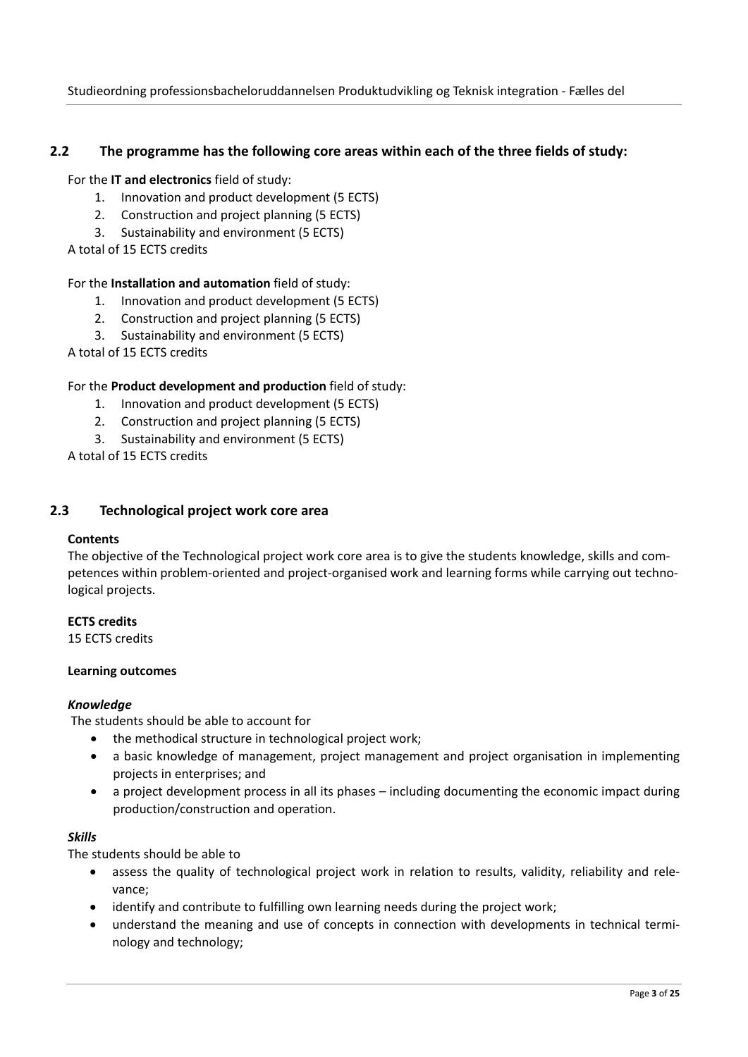## 2.2 The programme has the following core areas within each of the three fields of study:

For the **IT and electronics** field of study:

1. Innovation and product development (5 ECTS)
2. Construction and project planning (5 ECTS)
3. Sustainability and environment (5 ECTS)

A total of 15 ECTS credits

For the **Installation and automation** field of study:

1. Innovation and product development (5 ECTS)
2. Construction and project planning (5 ECTS)
3. Sustainability and environment (5 ECTS)

A total of 15 ECTS credits

For the **Product development and production** field of study:

1. Innovation and product development (5 ECTS)
2. Construction and project planning (5 ECTS)
3. Sustainability and environment (5 ECTS)

A total of 15 ECTS credits

## 2.3 Technological project work core area

**Contents**

The objective of the Technological project work core area is to give the students knowledge, skills and competences within problem-oriented and project-organised work and learning forms while carrying out technological projects.

**ECTS credits**

15 ECTS credits

**Learning outcomes**

***Knowledge***

The students should be able to account for

- the methodical structure in technological project work;
- a basic knowledge of management, project management and project organisation in implementing projects in enterprises; and
- a project development process in all its phases – including documenting the economic impact during production/construction and operation.

***Skills***

The students should be able to

- assess the quality of technological project work in relation to results, validity, reliability and relevance;
- identify and contribute to fulfilling own learning needs during the project work;
- understand the meaning and use of concepts in connection with developments in technical terminology and technology;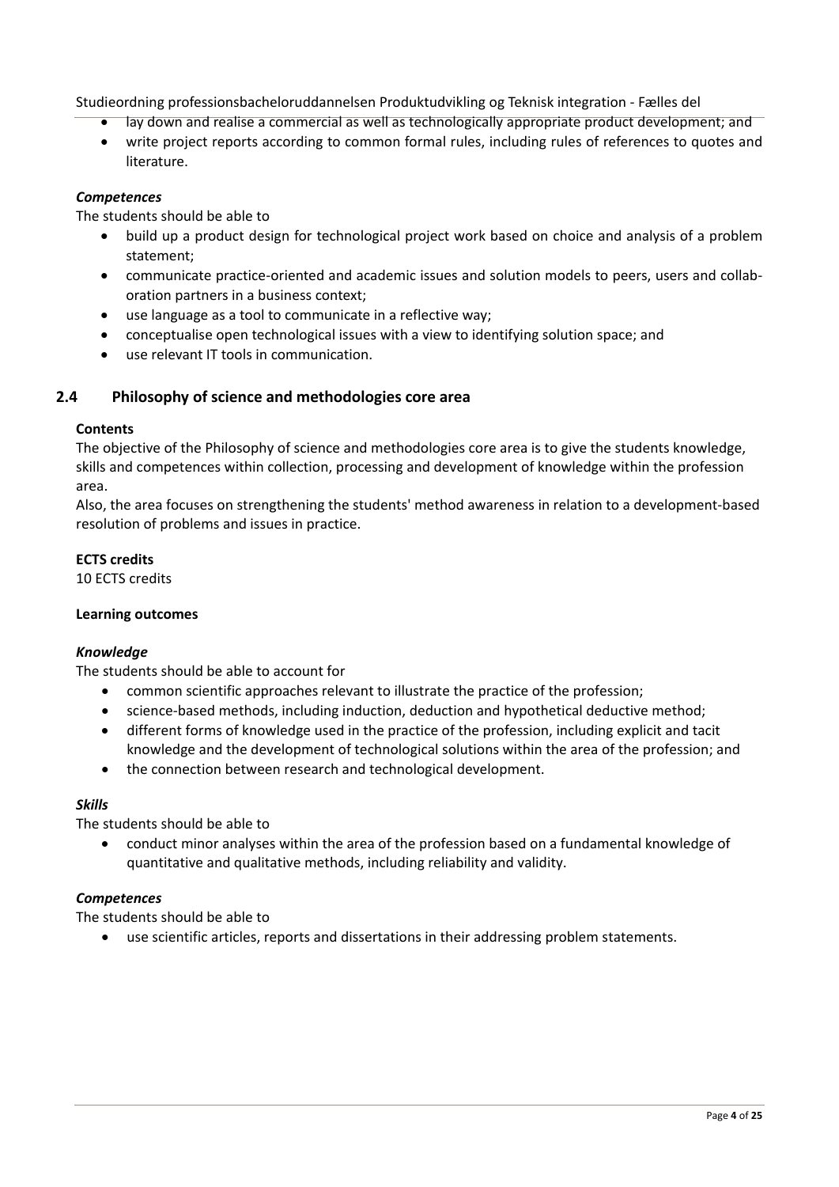- lay down and realise a commercial as well as technologically appropriate product development; and
- write project reports according to common formal rules, including rules of references to quotes and literature.

***Competences***

The students should be able to

- build up a product design for technological project work based on choice and analysis of a problem statement;
- communicate practice-oriented and academic issues and solution models to peers, users and collaboration partners in a business context;
- use language as a tool to communicate in a reflective way;
- conceptualise open technological issues with a view to identifying solution space; and
- use relevant IT tools in communication.

## 2.4 Philosophy of science and methodologies core area

**Contents**

The objective of the Philosophy of science and methodologies core area is to give the students knowledge, skills and competences within collection, processing and development of knowledge within the profession area.

Also, the area focuses on strengthening the students' method awareness in relation to a development-based resolution of problems and issues in practice.

**ECTS credits**

10 ECTS credits

**Learning outcomes**

***Knowledge***

The students should be able to account for

- common scientific approaches relevant to illustrate the practice of the profession;
- science-based methods, including induction, deduction and hypothetical deductive method;
- different forms of knowledge used in the practice of the profession, including explicit and tacit knowledge and the development of technological solutions within the area of the profession; and
- the connection between research and technological development.

***Skills***

The students should be able to

- conduct minor analyses within the area of the profession based on a fundamental knowledge of quantitative and qualitative methods, including reliability and validity.

***Competences***

The students should be able to

- use scientific articles, reports and dissertations in their addressing problem statements.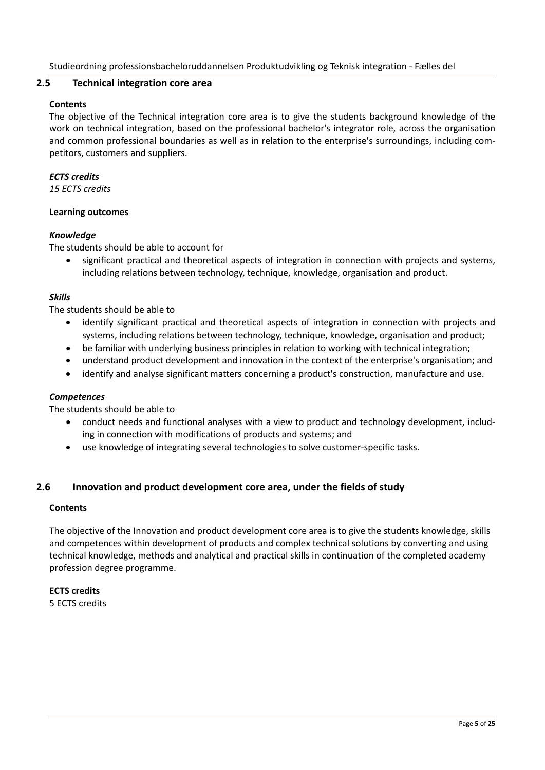## 2.5 Technical integration core area

**Contents**

The objective of the Technical integration core area is to give the students background knowledge of the work on technical integration, based on the professional bachelor's integrator role, across the organisation and common professional boundaries as well as in relation to the enterprise's surroundings, including competitors, customers and suppliers.

***ECTS credits***

*15 ECTS credits*

**Learning outcomes**

***Knowledge***

The students should be able to account for

- significant practical and theoretical aspects of integration in connection with projects and systems, including relations between technology, technique, knowledge, organisation and product.

***Skills***

The students should be able to

- identify significant practical and theoretical aspects of integration in connection with projects and systems, including relations between technology, technique, knowledge, organisation and product;
- be familiar with underlying business principles in relation to working with technical integration;
- understand product development and innovation in the context of the enterprise's organisation; and
- identify and analyse significant matters concerning a product's construction, manufacture and use.

***Competences***

The students should be able to

- conduct needs and functional analyses with a view to product and technology development, including in connection with modifications of products and systems; and
- use knowledge of integrating several technologies to solve customer-specific tasks.

## 2.6 Innovation and product development core area, under the fields of study

**Contents**

The objective of the Innovation and product development core area is to give the students knowledge, skills and competences within development of products and complex technical solutions by converting and using technical knowledge, methods and analytical and practical skills in continuation of the completed academy profession degree programme.

**ECTS credits**

5 ECTS credits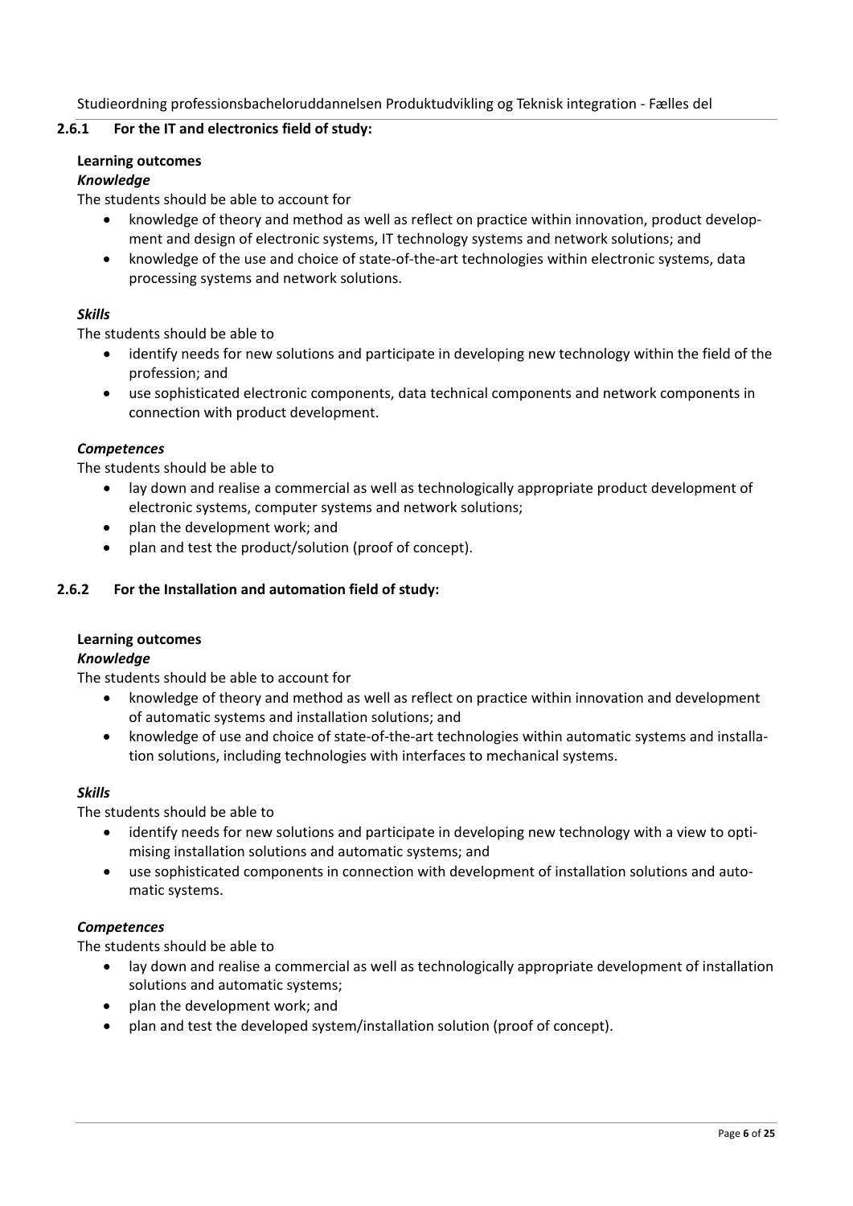### 2.6.1 For the IT and electronics field of study:

**Learning outcomes**

***Knowledge***

The students should be able to account for

- knowledge of theory and method as well as reflect on practice within innovation, product development and design of electronic systems, IT technology systems and network solutions; and
- knowledge of the use and choice of state-of-the-art technologies within electronic systems, data processing systems and network solutions.

***Skills***

The students should be able to

- identify needs for new solutions and participate in developing new technology within the field of the profession; and
- use sophisticated electronic components, data technical components and network components in connection with product development.

***Competences***

The students should be able to

- lay down and realise a commercial as well as technologically appropriate product development of electronic systems, computer systems and network solutions;
- plan the development work; and
- plan and test the product/solution (proof of concept).

### 2.6.2 For the Installation and automation field of study:

**Learning outcomes**

***Knowledge***

The students should be able to account for

- knowledge of theory and method as well as reflect on practice within innovation and development of automatic systems and installation solutions; and
- knowledge of use and choice of state-of-the-art technologies within automatic systems and installation solutions, including technologies with interfaces to mechanical systems.

***Skills***

The students should be able to

- identify needs for new solutions and participate in developing new technology with a view to optimising installation solutions and automatic systems; and
- use sophisticated components in connection with development of installation solutions and automatic systems.

***Competences***

The students should be able to

- lay down and realise a commercial as well as technologically appropriate development of installation solutions and automatic systems;
- plan the development work; and
- plan and test the developed system/installation solution (proof of concept).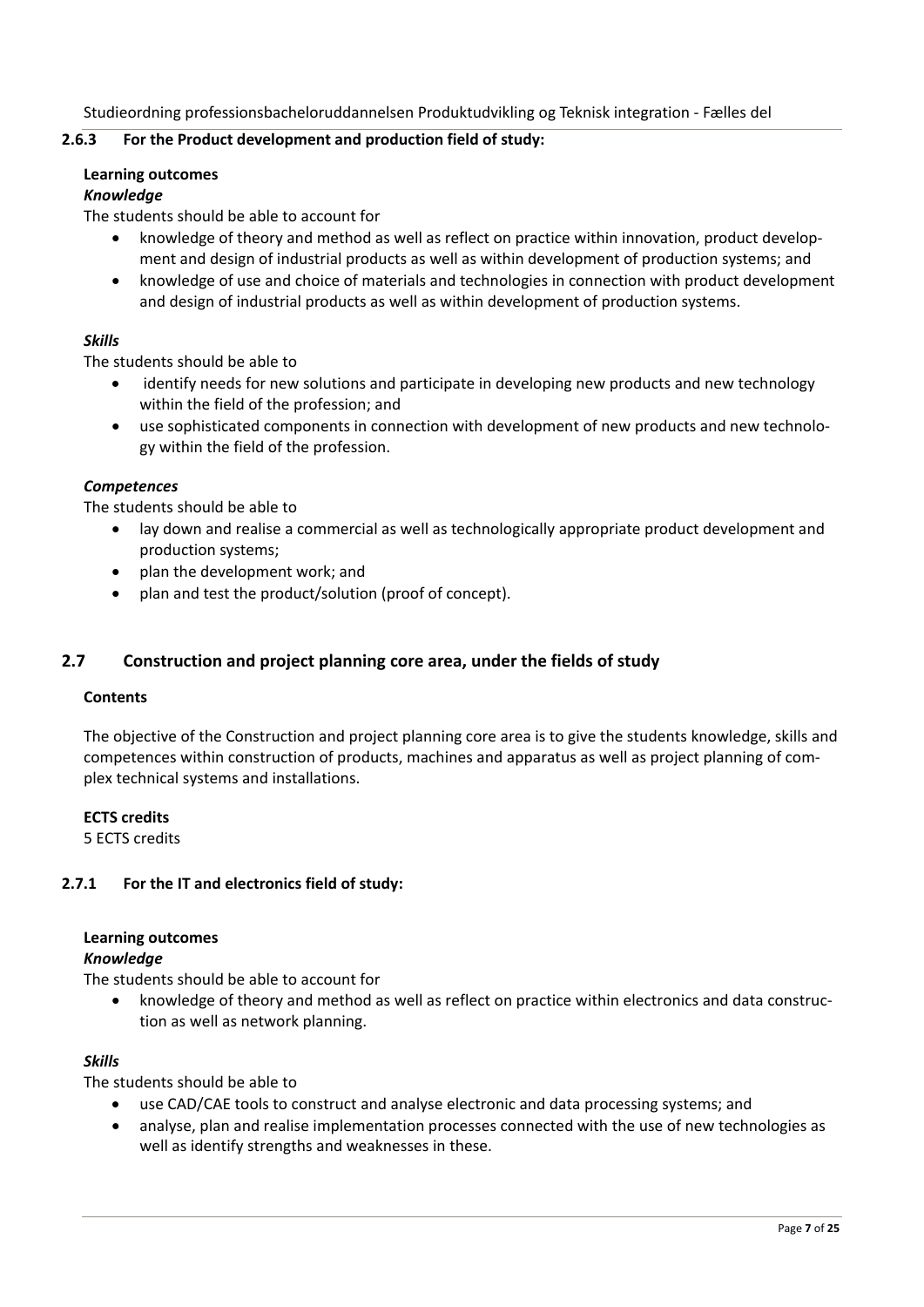### 2.6.3 For the Product development and production field of study:

**Learning outcomes**

***Knowledge***

The students should be able to account for

- knowledge of theory and method as well as reflect on practice within innovation, product development and design of industrial products as well as within development of production systems; and
- knowledge of use and choice of materials and technologies in connection with product development and design of industrial products as well as within development of production systems.

***Skills***

The students should be able to

- identify needs for new solutions and participate in developing new products and new technology within the field of the profession; and
- use sophisticated components in connection with development of new products and new technology within the field of the profession.

***Competences***

The students should be able to

- lay down and realise a commercial as well as technologically appropriate product development and production systems;
- plan the development work; and
- plan and test the product/solution (proof of concept).

## 2.7 Construction and project planning core area, under the fields of study

**Contents**

The objective of the Construction and project planning core area is to give the students knowledge, skills and competences within construction of products, machines and apparatus as well as project planning of complex technical systems and installations.

**ECTS credits**

5 ECTS credits

### 2.7.1 For the IT and electronics field of study:

**Learning outcomes**

***Knowledge***

The students should be able to account for

- knowledge of theory and method as well as reflect on practice within electronics and data construction as well as network planning.

***Skills***

The students should be able to

- use CAD/CAE tools to construct and analyse electronic and data processing systems; and
- analyse, plan and realise implementation processes connected with the use of new technologies as well as identify strengths and weaknesses in these.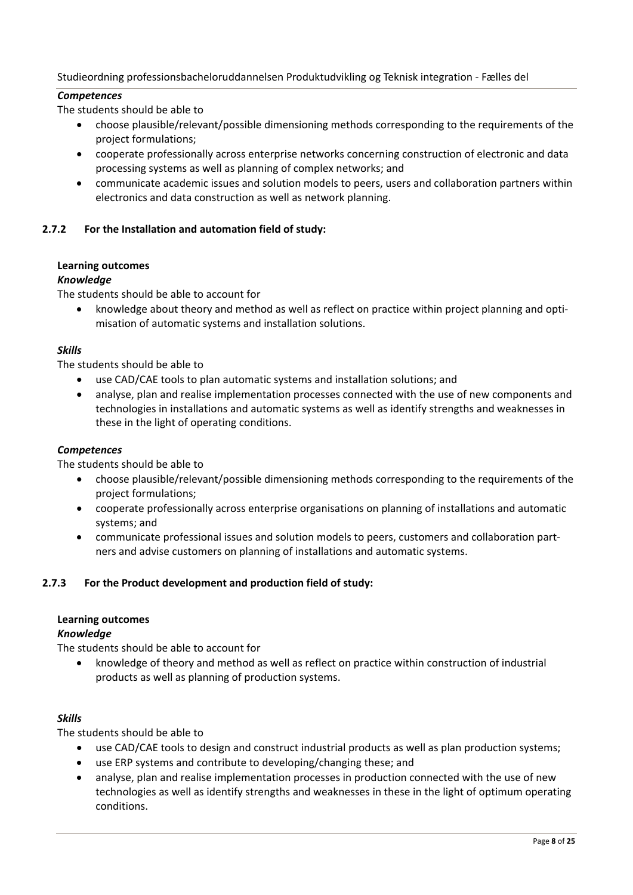*Competences*

The students should be able to

- choose plausible/relevant/possible dimensioning methods corresponding to the requirements of the project formulations;
- cooperate professionally across enterprise networks concerning construction of electronic and data processing systems as well as planning of complex networks; and
- communicate academic issues and solution models to peers, users and collaboration partners within electronics and data construction as well as network planning.

### 2.7.2 For the Installation and automation field of study:

**Learning outcomes**

*Knowledge*

The students should be able to account for

- knowledge about theory and method as well as reflect on practice within project planning and optimisation of automatic systems and installation solutions.

*Skills*

The students should be able to

- use CAD/CAE tools to plan automatic systems and installation solutions; and
- analyse, plan and realise implementation processes connected with the use of new components and technologies in installations and automatic systems as well as identify strengths and weaknesses in these in the light of operating conditions.

*Competences*

The students should be able to

- choose plausible/relevant/possible dimensioning methods corresponding to the requirements of the project formulations;
- cooperate professionally across enterprise organisations on planning of installations and automatic systems; and
- communicate professional issues and solution models to peers, customers and collaboration partners and advise customers on planning of installations and automatic systems.

### 2.7.3 For the Product development and production field of study:

**Learning outcomes**

*Knowledge*

The students should be able to account for

- knowledge of theory and method as well as reflect on practice within construction of industrial products as well as planning of production systems.

*Skills*

The students should be able to

- use CAD/CAE tools to design and construct industrial products as well as plan production systems;
- use ERP systems and contribute to developing/changing these; and
- analyse, plan and realise implementation processes in production connected with the use of new technologies as well as identify strengths and weaknesses in these in the light of optimum operating conditions.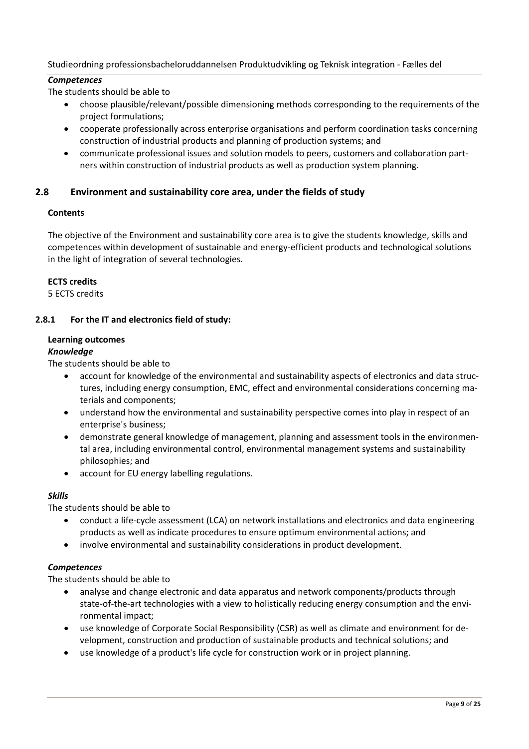***Competences***

The students should be able to

- choose plausible/relevant/possible dimensioning methods corresponding to the requirements of the project formulations;
- cooperate professionally across enterprise organisations and perform coordination tasks concerning construction of industrial products and planning of production systems; and
- communicate professional issues and solution models to peers, customers and collaboration partners within construction of industrial products as well as production system planning.

## 2.8 Environment and sustainability core area, under the fields of study

**Contents**

The objective of the Environment and sustainability core area is to give the students knowledge, skills and competences within development of sustainable and energy-efficient products and technological solutions in the light of integration of several technologies.

**ECTS credits**

5 ECTS credits

### 2.8.1 For the IT and electronics field of study:

**Learning outcomes**

***Knowledge***

The students should be able to

- account for knowledge of the environmental and sustainability aspects of electronics and data structures, including energy consumption, EMC, effect and environmental considerations concerning materials and components;
- understand how the environmental and sustainability perspective comes into play in respect of an enterprise's business;
- demonstrate general knowledge of management, planning and assessment tools in the environmental area, including environmental control, environmental management systems and sustainability philosophies; and
- account for EU energy labelling regulations.

***Skills***

The students should be able to

- conduct a life-cycle assessment (LCA) on network installations and electronics and data engineering products as well as indicate procedures to ensure optimum environmental actions; and
- involve environmental and sustainability considerations in product development.

***Competences***

The students should be able to

- analyse and change electronic and data apparatus and network components/products through state-of-the-art technologies with a view to holistically reducing energy consumption and the environmental impact;
- use knowledge of Corporate Social Responsibility (CSR) as well as climate and environment for development, construction and production of sustainable products and technical solutions; and
- use knowledge of a product's life cycle for construction work or in project planning.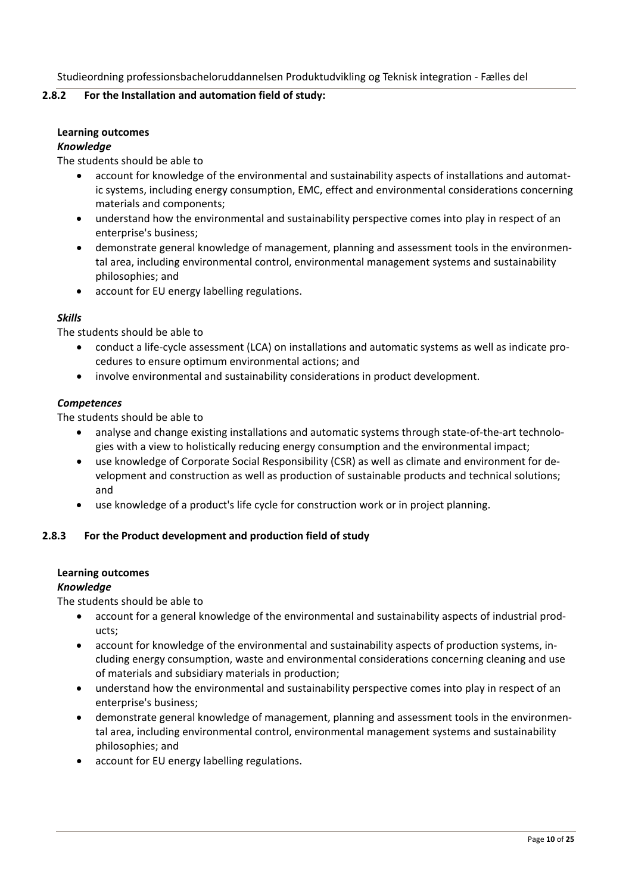### 2.8.2 For the Installation and automation field of study:

**Learning outcomes**

***Knowledge***

The students should be able to

- account for knowledge of the environmental and sustainability aspects of installations and automatic systems, including energy consumption, EMC, effect and environmental considerations concerning materials and components;
- understand how the environmental and sustainability perspective comes into play in respect of an enterprise's business;
- demonstrate general knowledge of management, planning and assessment tools in the environmental area, including environmental control, environmental management systems and sustainability philosophies; and
- account for EU energy labelling regulations.

***Skills***

The students should be able to

- conduct a life-cycle assessment (LCA) on installations and automatic systems as well as indicate procedures to ensure optimum environmental actions; and
- involve environmental and sustainability considerations in product development.

***Competences***

The students should be able to

- analyse and change existing installations and automatic systems through state-of-the-art technologies with a view to holistically reducing energy consumption and the environmental impact;
- use knowledge of Corporate Social Responsibility (CSR) as well as climate and environment for development and construction as well as production of sustainable products and technical solutions; and
- use knowledge of a product's life cycle for construction work or in project planning.

### 2.8.3 For the Product development and production field of study

**Learning outcomes**

***Knowledge***

The students should be able to

- account for a general knowledge of the environmental and sustainability aspects of industrial products;
- account for knowledge of the environmental and sustainability aspects of production systems, including energy consumption, waste and environmental considerations concerning cleaning and use of materials and subsidiary materials in production;
- understand how the environmental and sustainability perspective comes into play in respect of an enterprise's business;
- demonstrate general knowledge of management, planning and assessment tools in the environmental area, including environmental control, environmental management systems and sustainability philosophies; and
- account for EU energy labelling regulations.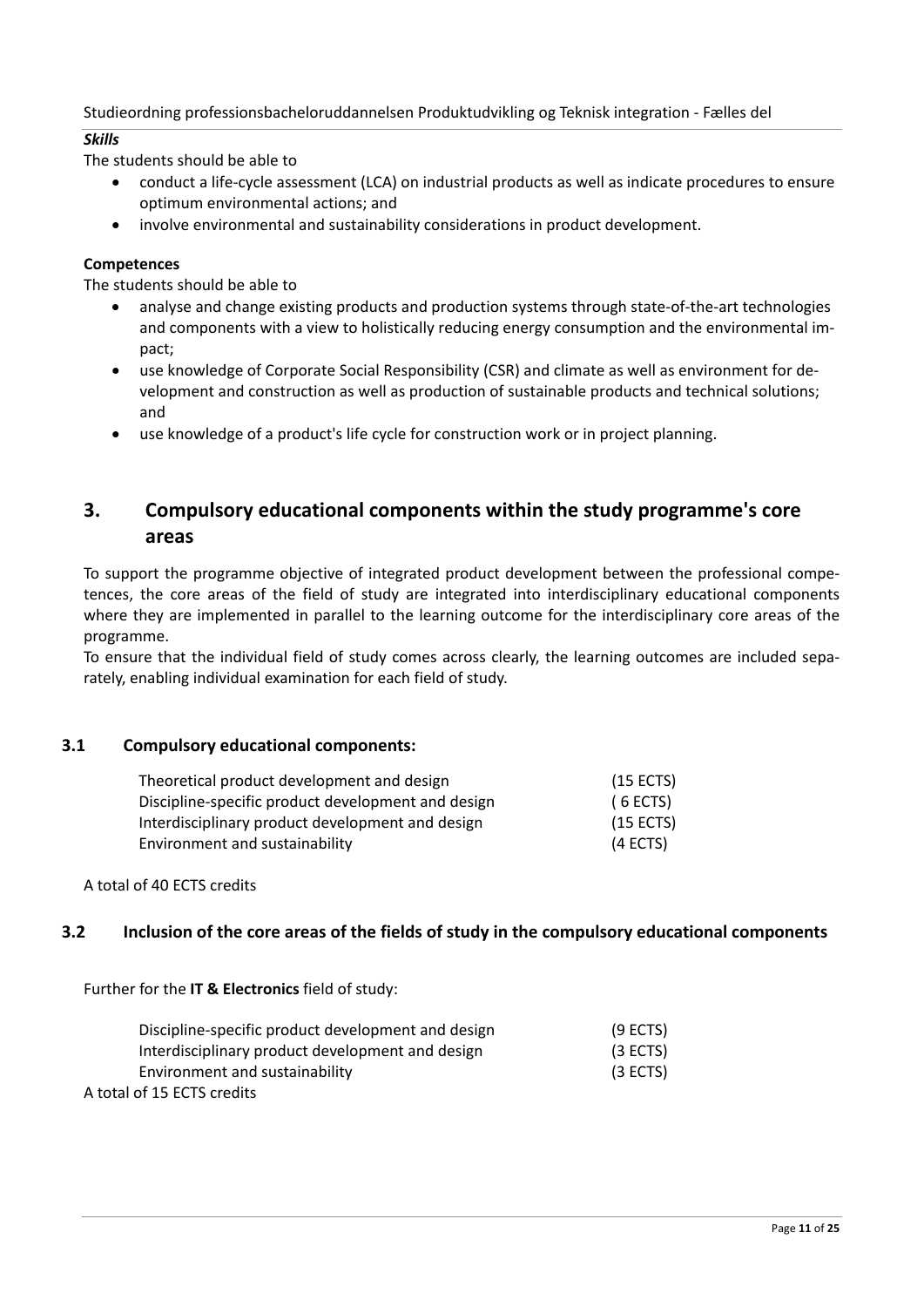***Skills***

The students should be able to

- conduct a life-cycle assessment (LCA) on industrial products as well as indicate procedures to ensure optimum environmental actions; and
- involve environmental and sustainability considerations in product development.

**Competences**

The students should be able to

- analyse and change existing products and production systems through state-of-the-art technologies and components with a view to holistically reducing energy consumption and the environmental impact;
- use knowledge of Corporate Social Responsibility (CSR) and climate as well as environment for development and construction as well as production of sustainable products and technical solutions; and
- use knowledge of a product's life cycle for construction work or in project planning.

## 3. Compulsory educational components within the study programme's core areas

To support the programme objective of integrated product development between the professional competences, the core areas of the field of study are integrated into interdisciplinary educational components where they are implemented in parallel to the learning outcome for the interdisciplinary core areas of the programme.

To ensure that the individual field of study comes across clearly, the learning outcomes are included separately, enabling individual examination for each field of study.

### 3.1 Compulsory educational components:

| | |
|---|---|
| Theoretical product development and design | (15 ECTS) |
| Discipline-specific product development and design | ( 6 ECTS) |
| Interdisciplinary product development and design | (15 ECTS) |
| Environment and sustainability | (4 ECTS) |

A total of 40 ECTS credits

### 3.2 Inclusion of the core areas of the fields of study in the compulsory educational components

Further for the **IT & Electronics** field of study:

| | |
|---|---|
| Discipline-specific product development and design | (9 ECTS) |
| Interdisciplinary product development and design | (3 ECTS) |
| Environment and sustainability | (3 ECTS) |

A total of 15 ECTS credits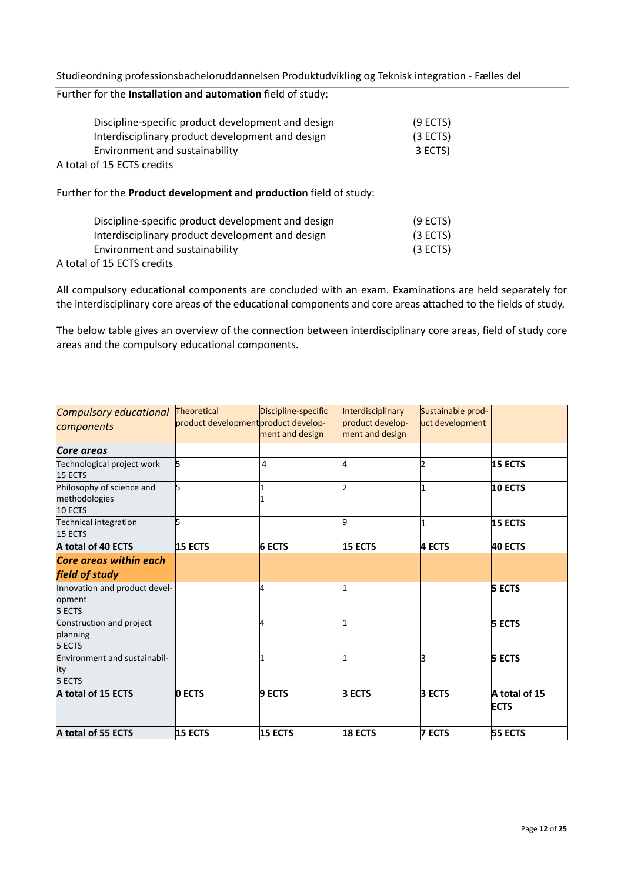Further for the **Installation and automation** field of study:

Discipline-specific product development and design (9 ECTS)
Interdisciplinary product development and design (3 ECTS)
Environment and sustainability 3 ECTS)

A total of 15 ECTS credits

Further for the **Product development and production** field of study:

Discipline-specific product development and design (9 ECTS)
Interdisciplinary product development and design (3 ECTS)
Environment and sustainability (3 ECTS)

A total of 15 ECTS credits

All compulsory educational components are concluded with an exam. Examinations are held separately for the interdisciplinary core areas of the educational components and core areas attached to the fields of study.

The below table gives an overview of the connection between interdisciplinary core areas, field of study core areas and the compulsory educational components.

| *Compulsory educational components* | Theoretical product development | Discipline-specific product development and design | Interdisciplinary product development and design | Sustainable product development | |
|---|---|---|---|---|---|
| ***Core areas*** | | | | | |
| Technological project work 15 ECTS | 5 | 4 | 4 | 2 | **15 ECTS** |
| Philosophy of science and methodologies 10 ECTS | 5 | 1<br>1 | 2 | 1 | **10 ECTS** |
| Technical integration 15 ECTS | 5 | | 9 | 1 | **15 ECTS** |
| **A total of 40 ECTS** | **15 ECTS** | **6 ECTS** | **15 ECTS** | **4 ECTS** | **40 ECTS** |
| ***Core areas within each field of study*** | | | | | |
| Innovation and product development 5 ECTS | | 4 | 1 | | **5 ECTS** |
| Construction and project planning 5 ECTS | | 4 | 1 | | **5 ECTS** |
| Environment and sustainability 5 ECTS | | 1 | 1 | 3 | **5 ECTS** |
| **A total of 15 ECTS** | **0 ECTS** | **9 ECTS** | **3 ECTS** | **3 ECTS** | **A total of 15 ECTS** |
| | | | | | |
| **A total of 55 ECTS** | **15 ECTS** | **15 ECTS** | **18 ECTS** | **7 ECTS** | **55 ECTS** |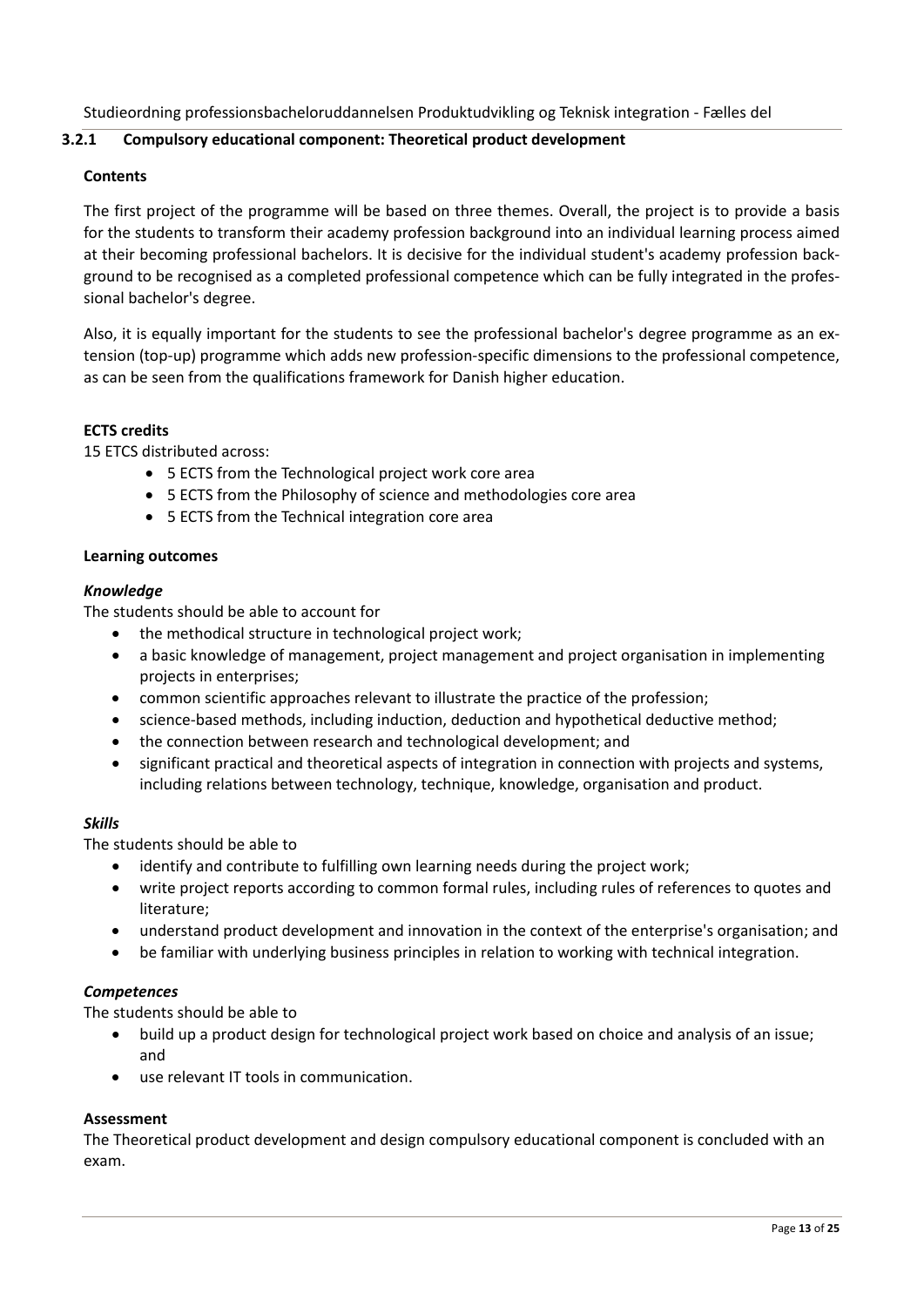### 3.2.1 Compulsory educational component: Theoretical product development

**Contents**

The first project of the programme will be based on three themes. Overall, the project is to provide a basis for the students to transform their academy profession background into an individual learning process aimed at their becoming professional bachelors. It is decisive for the individual student's academy profession background to be recognised as a completed professional competence which can be fully integrated in the professional bachelor's degree.

Also, it is equally important for the students to see the professional bachelor's degree programme as an extension (top-up) programme which adds new profession-specific dimensions to the professional competence, as can be seen from the qualifications framework for Danish higher education.

**ECTS credits**

15 ETCS distributed across:

- 5 ECTS from the Technological project work core area
- 5 ECTS from the Philosophy of science and methodologies core area
- 5 ECTS from the Technical integration core area

**Learning outcomes**

***Knowledge***

The students should be able to account for

- the methodical structure in technological project work;
- a basic knowledge of management, project management and project organisation in implementing projects in enterprises;
- common scientific approaches relevant to illustrate the practice of the profession;
- science-based methods, including induction, deduction and hypothetical deductive method;
- the connection between research and technological development; and
- significant practical and theoretical aspects of integration in connection with projects and systems, including relations between technology, technique, knowledge, organisation and product.

***Skills***

The students should be able to

- identify and contribute to fulfilling own learning needs during the project work;
- write project reports according to common formal rules, including rules of references to quotes and literature;
- understand product development and innovation in the context of the enterprise's organisation; and
- be familiar with underlying business principles in relation to working with technical integration.

***Competences***

The students should be able to

- build up a product design for technological project work based on choice and analysis of an issue; and
- use relevant IT tools in communication.

**Assessment**

The Theoretical product development and design compulsory educational component is concluded with an exam.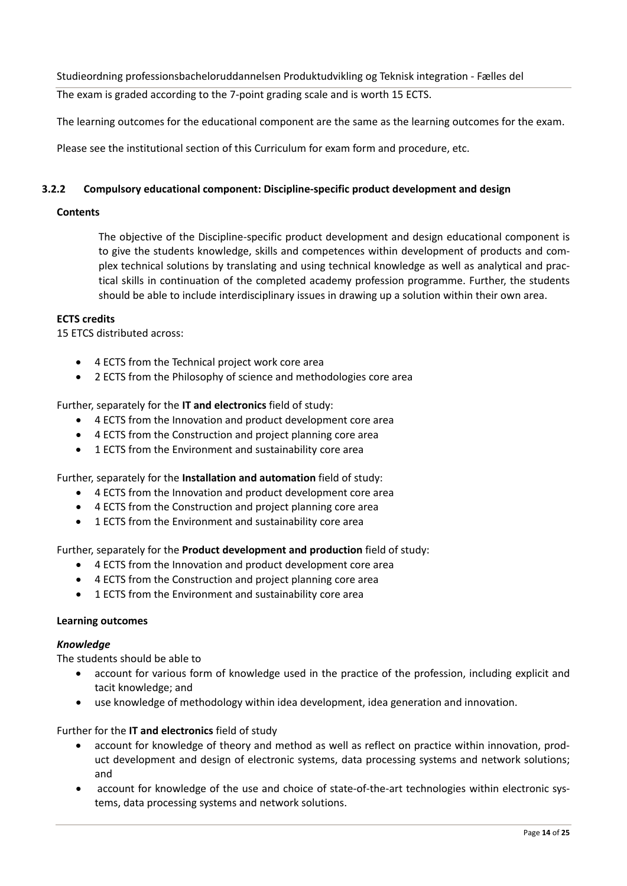The exam is graded according to the 7-point grading scale and is worth 15 ECTS.

The learning outcomes for the educational component are the same as the learning outcomes for the exam.

Please see the institutional section of this Curriculum for exam form and procedure, etc.

### 3.2.2 Compulsory educational component: Discipline-specific product development and design

**Contents**

The objective of the Discipline-specific product development and design educational component is to give the students knowledge, skills and competences within development of products and complex technical solutions by translating and using technical knowledge as well as analytical and practical skills in continuation of the completed academy profession programme. Further, the students should be able to include interdisciplinary issues in drawing up a solution within their own area.

**ECTS credits**

15 ETCS distributed across:

- 4 ECTS from the Technical project work core area
- 2 ECTS from the Philosophy of science and methodologies core area

Further, separately for the **IT and electronics** field of study:

- 4 ECTS from the Innovation and product development core area
- 4 ECTS from the Construction and project planning core area
- 1 ECTS from the Environment and sustainability core area

Further, separately for the **Installation and automation** field of study:

- 4 ECTS from the Innovation and product development core area
- 4 ECTS from the Construction and project planning core area
- 1 ECTS from the Environment and sustainability core area

Further, separately for the **Product development and production** field of study:

- 4 ECTS from the Innovation and product development core area
- 4 ECTS from the Construction and project planning core area
- 1 ECTS from the Environment and sustainability core area

**Learning outcomes**

***Knowledge***

The students should be able to

- account for various form of knowledge used in the practice of the profession, including explicit and tacit knowledge; and
- use knowledge of methodology within idea development, idea generation and innovation.

Further for the **IT and electronics** field of study

- account for knowledge of theory and method as well as reflect on practice within innovation, product development and design of electronic systems, data processing systems and network solutions; and
- account for knowledge of the use and choice of state-of-the-art technologies within electronic systems, data processing systems and network solutions.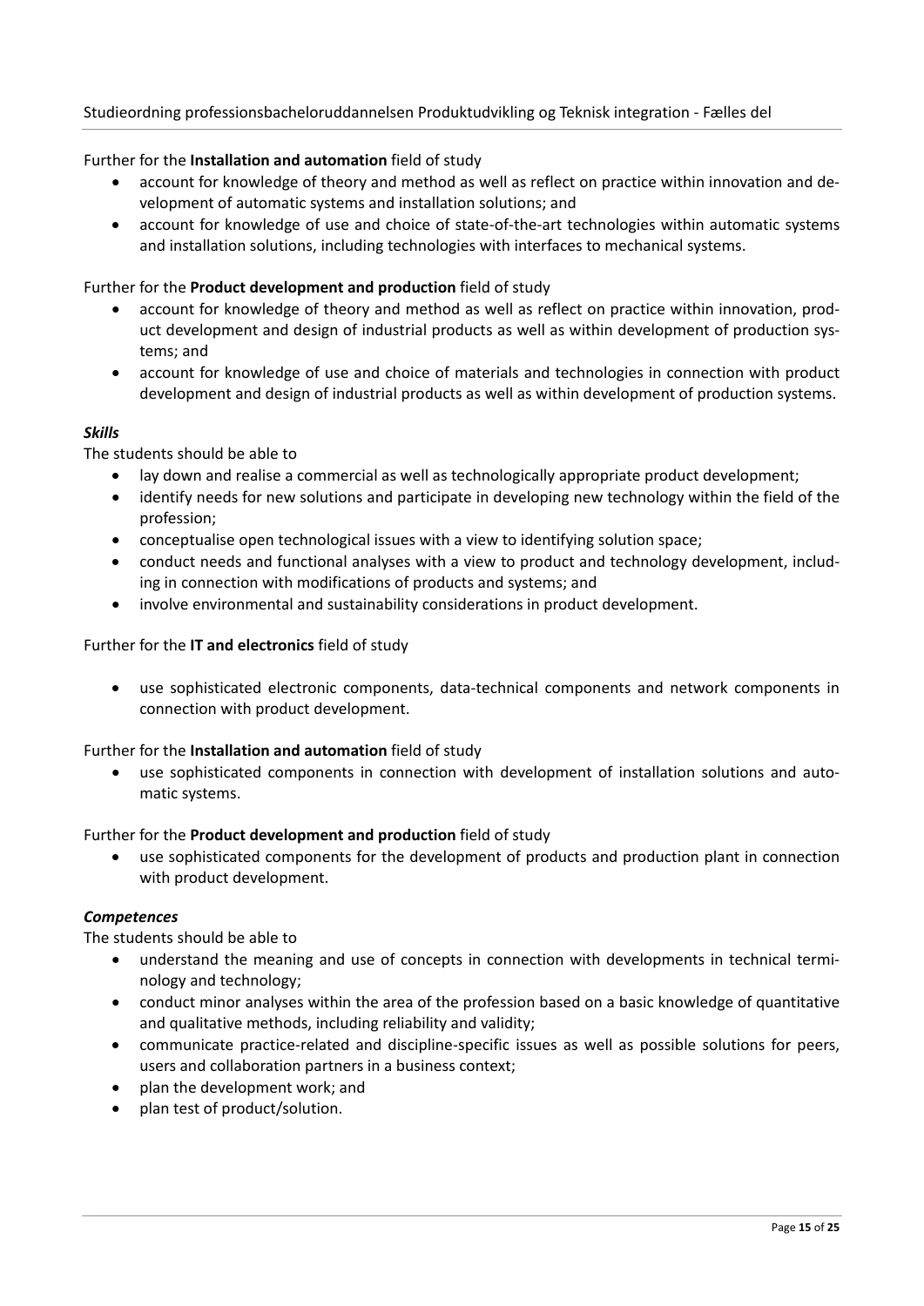Further for the **Installation and automation** field of study

- account for knowledge of theory and method as well as reflect on practice within innovation and development of automatic systems and installation solutions; and
- account for knowledge of use and choice of state-of-the-art technologies within automatic systems and installation solutions, including technologies with interfaces to mechanical systems.

Further for the **Product development and production** field of study

- account for knowledge of theory and method as well as reflect on practice within innovation, product development and design of industrial products as well as within development of production systems; and
- account for knowledge of use and choice of materials and technologies in connection with product development and design of industrial products as well as within development of production systems.

***Skills***

The students should be able to

- lay down and realise a commercial as well as technologically appropriate product development;
- identify needs for new solutions and participate in developing new technology within the field of the profession;
- conceptualise open technological issues with a view to identifying solution space;
- conduct needs and functional analyses with a view to product and technology development, including in connection with modifications of products and systems; and
- involve environmental and sustainability considerations in product development.

Further for the **IT and electronics** field of study

- use sophisticated electronic components, data-technical components and network components in connection with product development.

Further for the **Installation and automation** field of study

- use sophisticated components in connection with development of installation solutions and automatic systems.

Further for the **Product development and production** field of study

- use sophisticated components for the development of products and production plant in connection with product development.

***Competences***

The students should be able to

- understand the meaning and use of concepts in connection with developments in technical terminology and technology;
- conduct minor analyses within the area of the profession based on a basic knowledge of quantitative and qualitative methods, including reliability and validity;
- communicate practice-related and discipline-specific issues as well as possible solutions for peers, users and collaboration partners in a business context;
- plan the development work; and
- plan test of product/solution.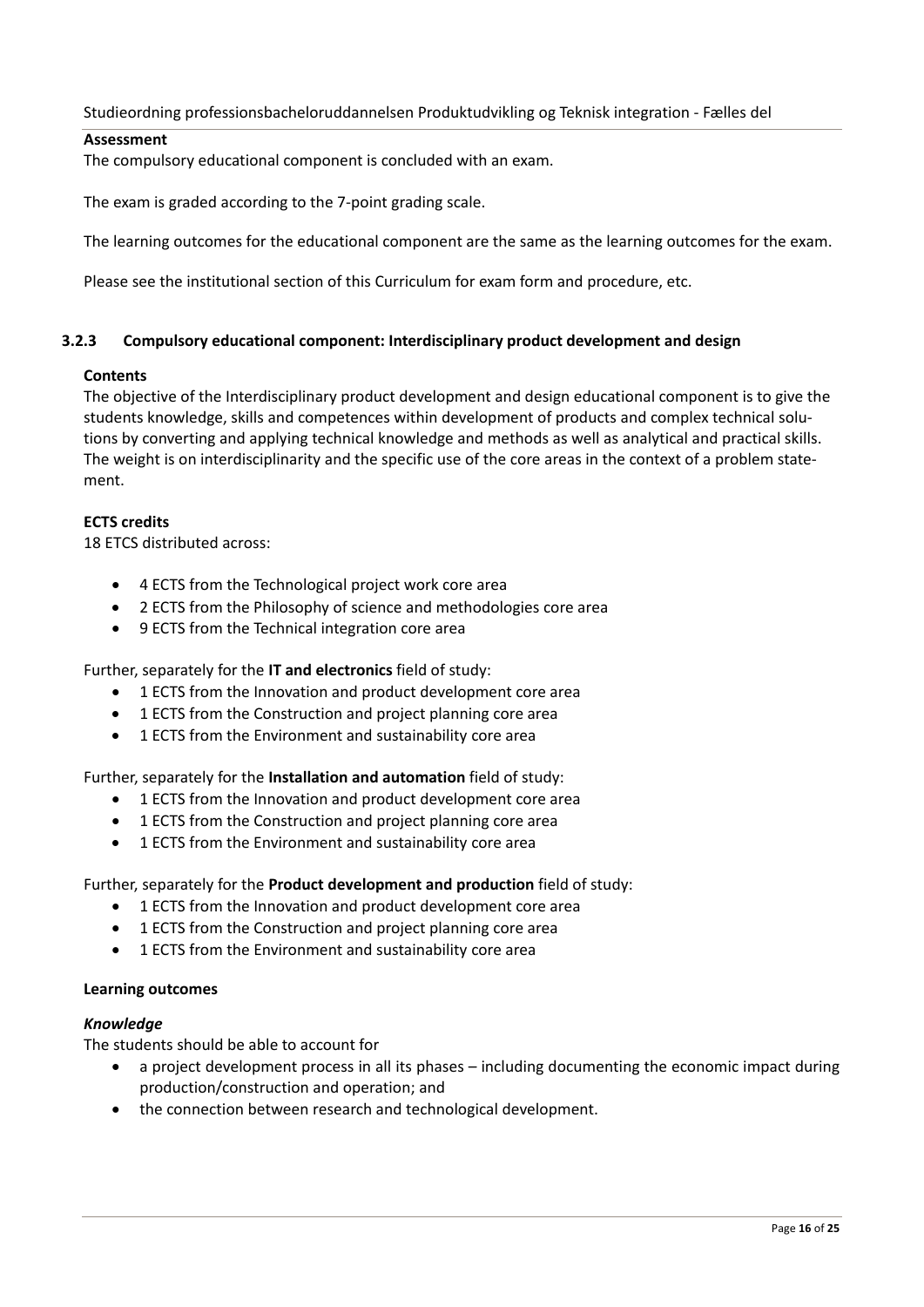**Assessment**

The compulsory educational component is concluded with an exam.

The exam is graded according to the 7-point grading scale.

The learning outcomes for the educational component are the same as the learning outcomes for the exam.

Please see the institutional section of this Curriculum for exam form and procedure, etc.

### 3.2.3 Compulsory educational component: Interdisciplinary product development and design

**Contents**

The objective of the Interdisciplinary product development and design educational component is to give the students knowledge, skills and competences within development of products and complex technical solutions by converting and applying technical knowledge and methods as well as analytical and practical skills. The weight is on interdisciplinarity and the specific use of the core areas in the context of a problem statement.

**ECTS credits**

18 ETCS distributed across:

- 4 ECTS from the Technological project work core area
- 2 ECTS from the Philosophy of science and methodologies core area
- 9 ECTS from the Technical integration core area

Further, separately for the **IT and electronics** field of study:

- 1 ECTS from the Innovation and product development core area
- 1 ECTS from the Construction and project planning core area
- 1 ECTS from the Environment and sustainability core area

Further, separately for the **Installation and automation** field of study:

- 1 ECTS from the Innovation and product development core area
- 1 ECTS from the Construction and project planning core area
- 1 ECTS from the Environment and sustainability core area

Further, separately for the **Product development and production** field of study:

- 1 ECTS from the Innovation and product development core area
- 1 ECTS from the Construction and project planning core area
- 1 ECTS from the Environment and sustainability core area

**Learning outcomes**

***Knowledge***

The students should be able to account for

- a project development process in all its phases – including documenting the economic impact during production/construction and operation; and
- the connection between research and technological development.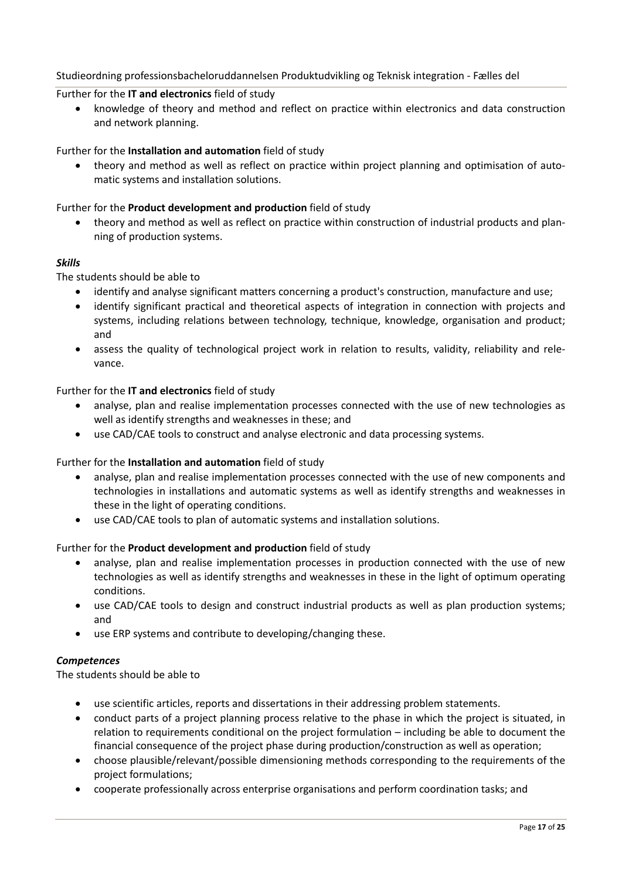Further for the **IT and electronics** field of study

- knowledge of theory and method and reflect on practice within electronics and data construction and network planning.

Further for the **Installation and automation** field of study

- theory and method as well as reflect on practice within project planning and optimisation of automatic systems and installation solutions.

Further for the **Product development and production** field of study

- theory and method as well as reflect on practice within construction of industrial products and planning of production systems.

***Skills***

The students should be able to

- identify and analyse significant matters concerning a product's construction, manufacture and use;
- identify significant practical and theoretical aspects of integration in connection with projects and systems, including relations between technology, technique, knowledge, organisation and product; and
- assess the quality of technological project work in relation to results, validity, reliability and relevance.

Further for the **IT and electronics** field of study

- analyse, plan and realise implementation processes connected with the use of new technologies as well as identify strengths and weaknesses in these; and
- use CAD/CAE tools to construct and analyse electronic and data processing systems.

Further for the **Installation and automation** field of study

- analyse, plan and realise implementation processes connected with the use of new components and technologies in installations and automatic systems as well as identify strengths and weaknesses in these in the light of operating conditions.
- use CAD/CAE tools to plan of automatic systems and installation solutions.

Further for the **Product development and production** field of study

- analyse, plan and realise implementation processes in production connected with the use of new technologies as well as identify strengths and weaknesses in these in the light of optimum operating conditions.
- use CAD/CAE tools to design and construct industrial products as well as plan production systems; and
- use ERP systems and contribute to developing/changing these.

***Competences***

The students should be able to

- use scientific articles, reports and dissertations in their addressing problem statements.
- conduct parts of a project planning process relative to the phase in which the project is situated, in relation to requirements conditional on the project formulation – including be able to document the financial consequence of the project phase during production/construction as well as operation;
- choose plausible/relevant/possible dimensioning methods corresponding to the requirements of the project formulations;
- cooperate professionally across enterprise organisations and perform coordination tasks; and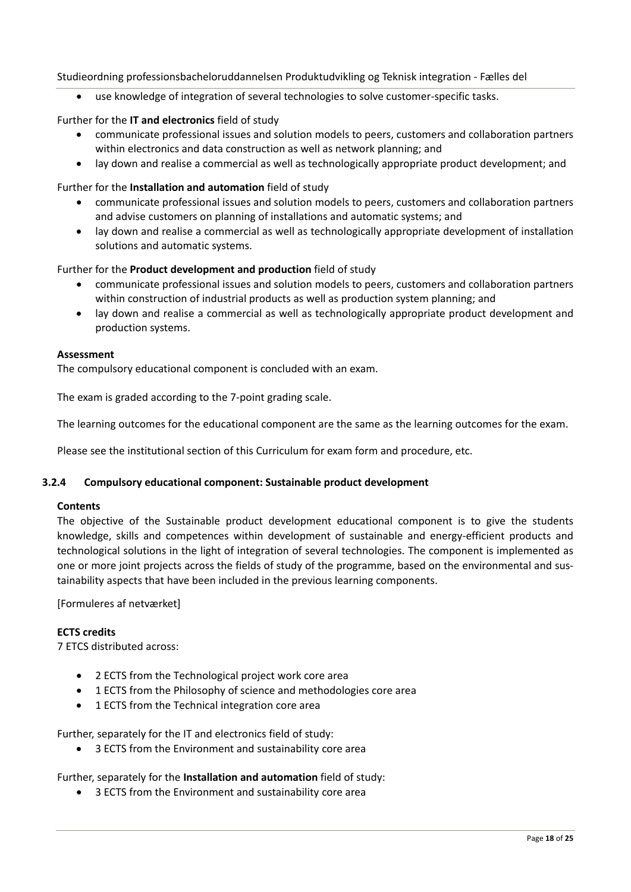- use knowledge of integration of several technologies to solve customer-specific tasks.

Further for the **IT and electronics** field of study

- communicate professional issues and solution models to peers, customers and collaboration partners within electronics and data construction as well as network planning; and
- lay down and realise a commercial as well as technologically appropriate product development; and

Further for the **Installation and automation** field of study

- communicate professional issues and solution models to peers, customers and collaboration partners and advise customers on planning of installations and automatic systems; and
- lay down and realise a commercial as well as technologically appropriate development of installation solutions and automatic systems.

Further for the **Product development and production** field of study

- communicate professional issues and solution models to peers, customers and collaboration partners within construction of industrial products as well as production system planning; and
- lay down and realise a commercial as well as technologically appropriate product development and production systems.

**Assessment**

The compulsory educational component is concluded with an exam.

The exam is graded according to the 7-point grading scale.

The learning outcomes for the educational component are the same as the learning outcomes for the exam.

Please see the institutional section of this Curriculum for exam form and procedure, etc.

### 3.2.4 Compulsory educational component: Sustainable product development

**Contents**

The objective of the Sustainable product development educational component is to give the students knowledge, skills and competences within development of sustainable and energy-efficient products and technological solutions in the light of integration of several technologies. The component is implemented as one or more joint projects across the fields of study of the programme, based on the environmental and sustainability aspects that have been included in the previous learning components.

[Formuleres af netværket]

**ECTS credits**

7 ETCS distributed across:

- 2 ECTS from the Technological project work core area
- 1 ECTS from the Philosophy of science and methodologies core area
- 1 ECTS from the Technical integration core area

Further, separately for the IT and electronics field of study:

- 3 ECTS from the Environment and sustainability core area

Further, separately for the **Installation and automation** field of study:

- 3 ECTS from the Environment and sustainability core area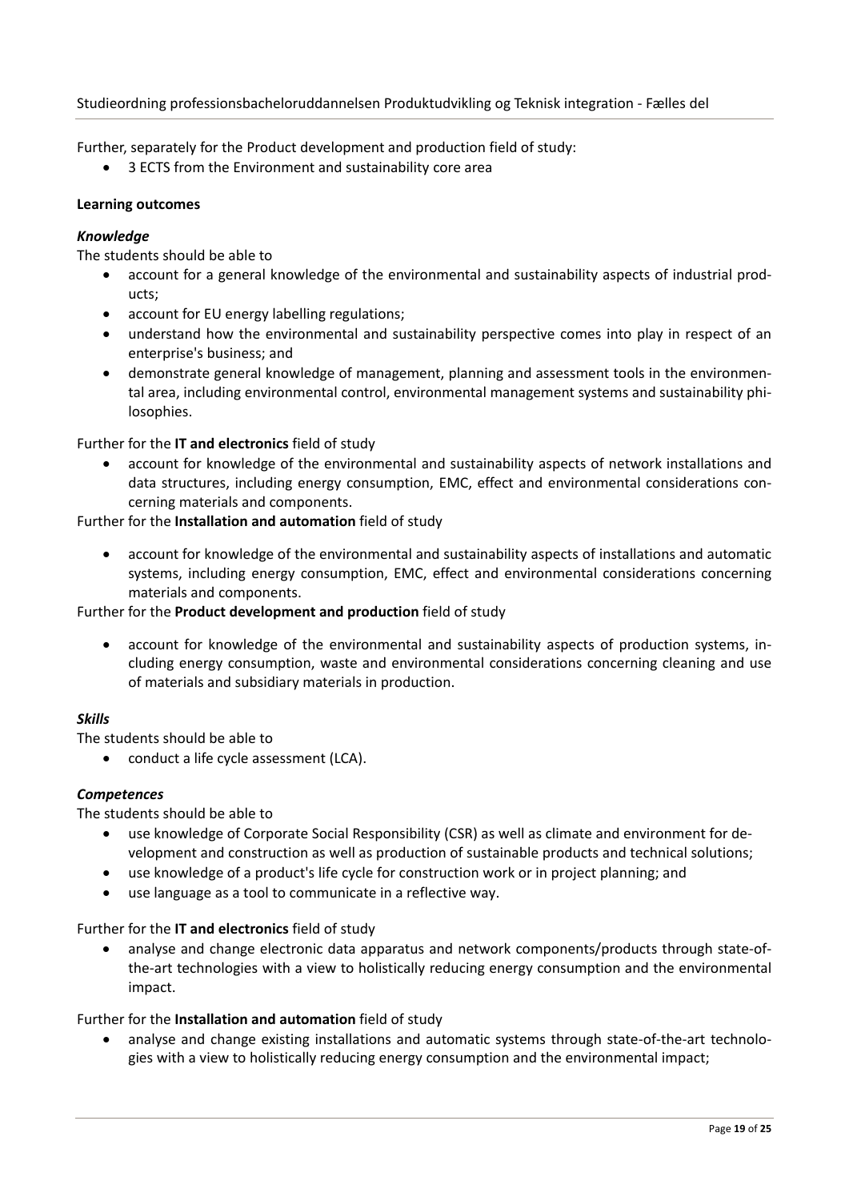Further, separately for the Product development and production field of study:

- 3 ECTS from the Environment and sustainability core area

**Learning outcomes**

***Knowledge***

The students should be able to

- account for a general knowledge of the environmental and sustainability aspects of industrial products;
- account for EU energy labelling regulations;
- understand how the environmental and sustainability perspective comes into play in respect of an enterprise's business; and
- demonstrate general knowledge of management, planning and assessment tools in the environmental area, including environmental control, environmental management systems and sustainability philosophies.

Further for the **IT and electronics** field of study

- account for knowledge of the environmental and sustainability aspects of network installations and data structures, including energy consumption, EMC, effect and environmental considerations concerning materials and components.

Further for the **Installation and automation** field of study

- account for knowledge of the environmental and sustainability aspects of installations and automatic systems, including energy consumption, EMC, effect and environmental considerations concerning materials and components.

Further for the **Product development and production** field of study

- account for knowledge of the environmental and sustainability aspects of production systems, including energy consumption, waste and environmental considerations concerning cleaning and use of materials and subsidiary materials in production.

***Skills***

The students should be able to

- conduct a life cycle assessment (LCA).

***Competences***

The students should be able to

- use knowledge of Corporate Social Responsibility (CSR) as well as climate and environment for development and construction as well as production of sustainable products and technical solutions;
- use knowledge of a product's life cycle for construction work or in project planning; and
- use language as a tool to communicate in a reflective way.

Further for the **IT and electronics** field of study

- analyse and change electronic data apparatus and network components/products through state-of-the-art technologies with a view to holistically reducing energy consumption and the environmental impact.

Further for the **Installation and automation** field of study

- analyse and change existing installations and automatic systems through state-of-the-art technologies with a view to holistically reducing energy consumption and the environmental impact;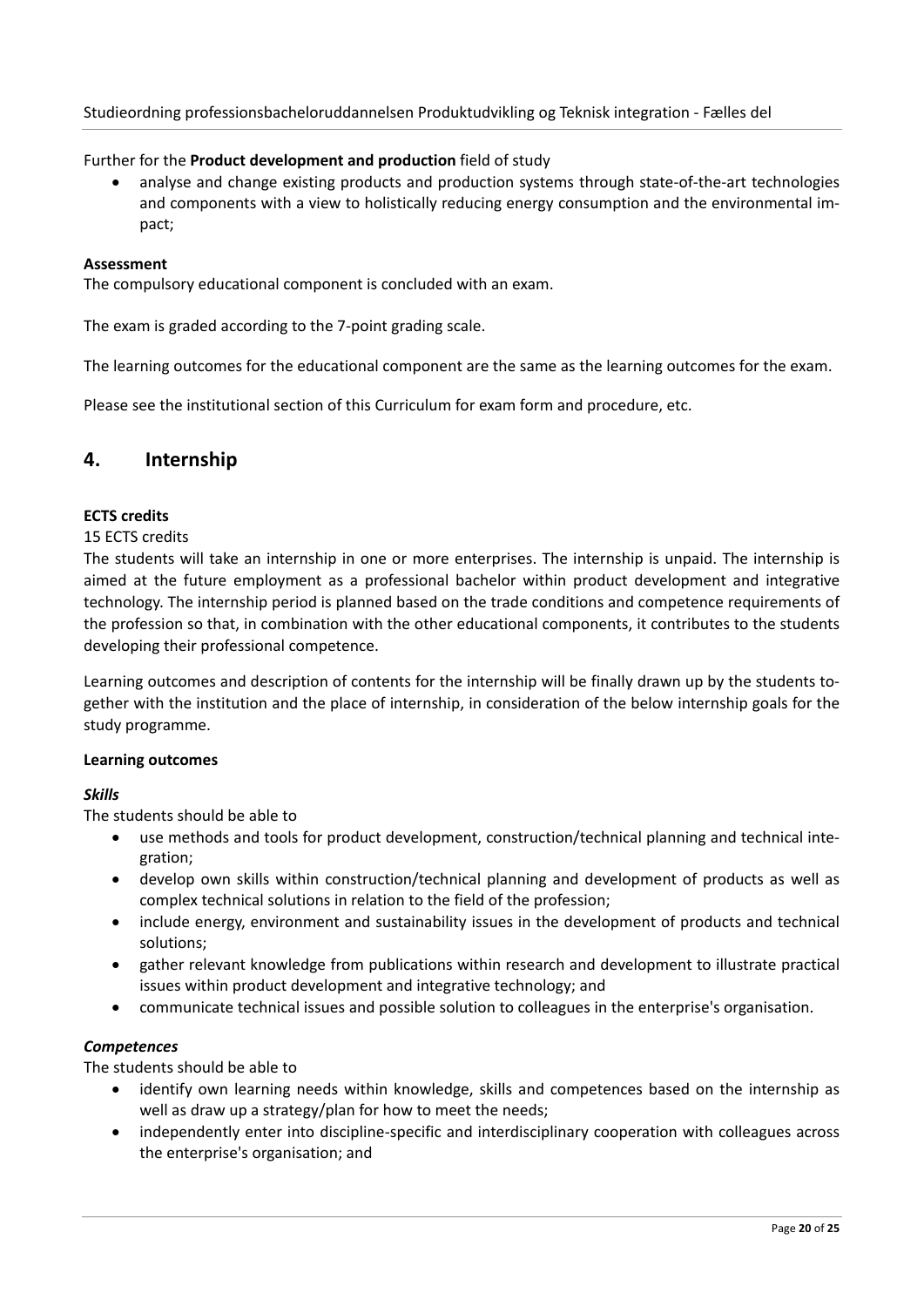Further for the **Product development and production** field of study

- analyse and change existing products and production systems through state-of-the-art technologies and components with a view to holistically reducing energy consumption and the environmental impact;

**Assessment**
The compulsory educational component is concluded with an exam.

The exam is graded according to the 7-point grading scale.

The learning outcomes for the educational component are the same as the learning outcomes for the exam.

Please see the institutional section of this Curriculum for exam form and procedure, etc.

## 4. Internship

**ECTS credits**
15 ECTS credits
The students will take an internship in one or more enterprises. The internship is unpaid. The internship is aimed at the future employment as a professional bachelor within product development and integrative technology. The internship period is planned based on the trade conditions and competence requirements of the profession so that, in combination with the other educational components, it contributes to the students developing their professional competence.

Learning outcomes and description of contents for the internship will be finally drawn up by the students together with the institution and the place of internship, in consideration of the below internship goals for the study programme.

**Learning outcomes**

***Skills***
The students should be able to

- use methods and tools for product development, construction/technical planning and technical integration;
- develop own skills within construction/technical planning and development of products as well as complex technical solutions in relation to the field of the profession;
- include energy, environment and sustainability issues in the development of products and technical solutions;
- gather relevant knowledge from publications within research and development to illustrate practical issues within product development and integrative technology; and
- communicate technical issues and possible solution to colleagues in the enterprise's organisation.

***Competences***
The students should be able to

- identify own learning needs within knowledge, skills and competences based on the internship as well as draw up a strategy/plan for how to meet the needs;
- independently enter into discipline-specific and interdisciplinary cooperation with colleagues across the enterprise's organisation; and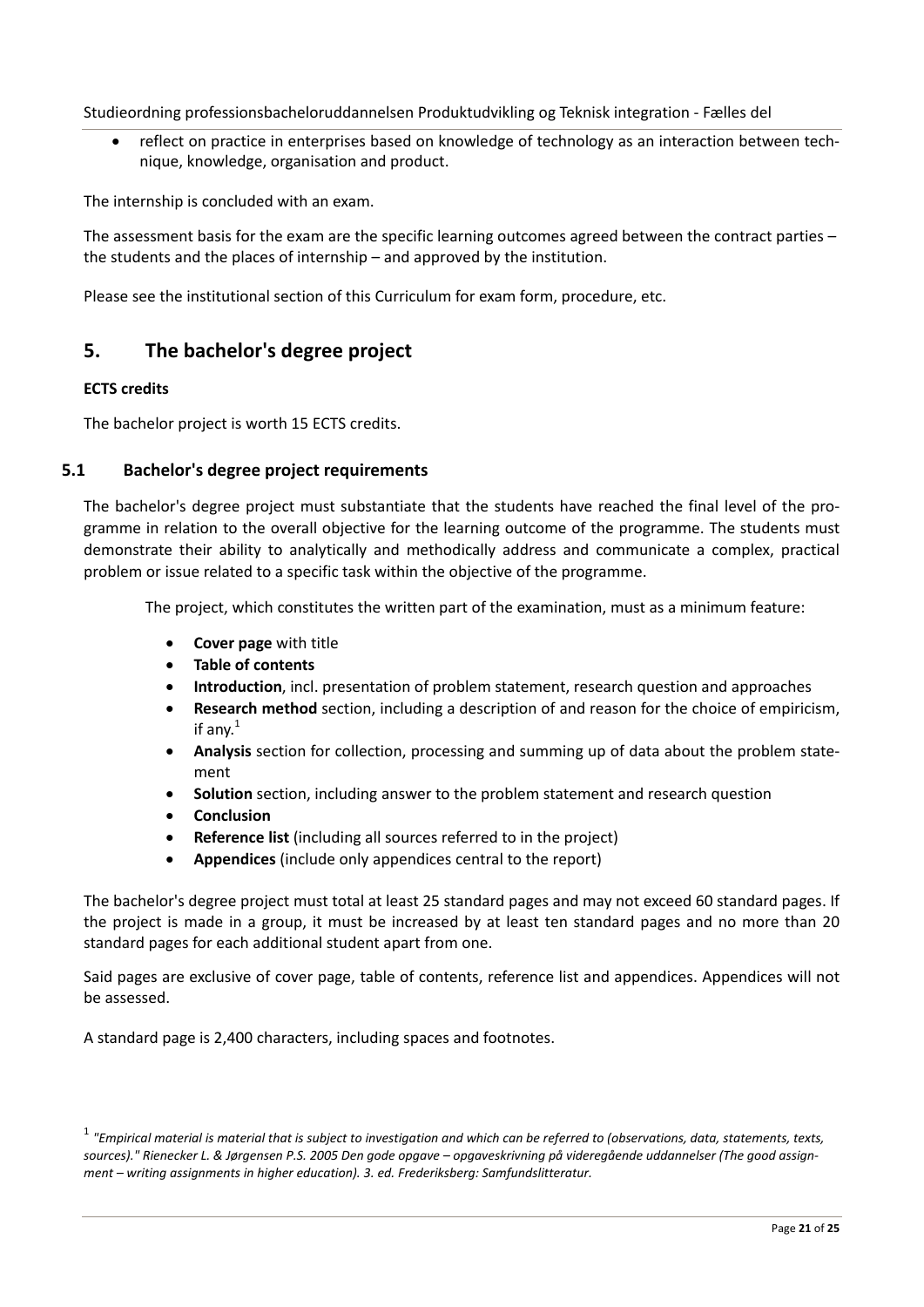- reflect on practice in enterprises based on knowledge of technology as an interaction between technique, knowledge, organisation and product.

The internship is concluded with an exam.

The assessment basis for the exam are the specific learning outcomes agreed between the contract parties – the students and the places of internship – and approved by the institution.

Please see the institutional section of this Curriculum for exam form, procedure, etc.

# 5. The bachelor's degree project

**ECTS credits**

The bachelor project is worth 15 ECTS credits.

## 5.1 Bachelor's degree project requirements

The bachelor's degree project must substantiate that the students have reached the final level of the programme in relation to the overall objective for the learning outcome of the programme. The students must demonstrate their ability to analytically and methodically address and communicate a complex, practical problem or issue related to a specific task within the objective of the programme.

The project, which constitutes the written part of the examination, must as a minimum feature:

- **Cover page** with title
- **Table of contents**
- **Introduction**, incl. presentation of problem statement, research question and approaches
- **Research method** section, including a description of and reason for the choice of empiricism, if any.[1]
- **Analysis** section for collection, processing and summing up of data about the problem statement
- **Solution** section, including answer to the problem statement and research question
- **Conclusion**
- **Reference list** (including all sources referred to in the project)
- **Appendices** (include only appendices central to the report)

The bachelor's degree project must total at least 25 standard pages and may not exceed 60 standard pages. If the project is made in a group, it must be increased by at least ten standard pages and no more than 20 standard pages for each additional student apart from one.

Said pages are exclusive of cover page, table of contents, reference list and appendices. Appendices will not be assessed.

A standard page is 2,400 characters, including spaces and footnotes.

[1] *"Empirical material is material that is subject to investigation and which can be referred to (observations, data, statements, texts, sources)." Rienecker L. & Jørgensen P.S. 2005 Den gode opgave – opgaveskrivning på videregående uddannelser (The good assignment – writing assignments in higher education). 3. ed. Frederiksberg: Samfundslitteratur.*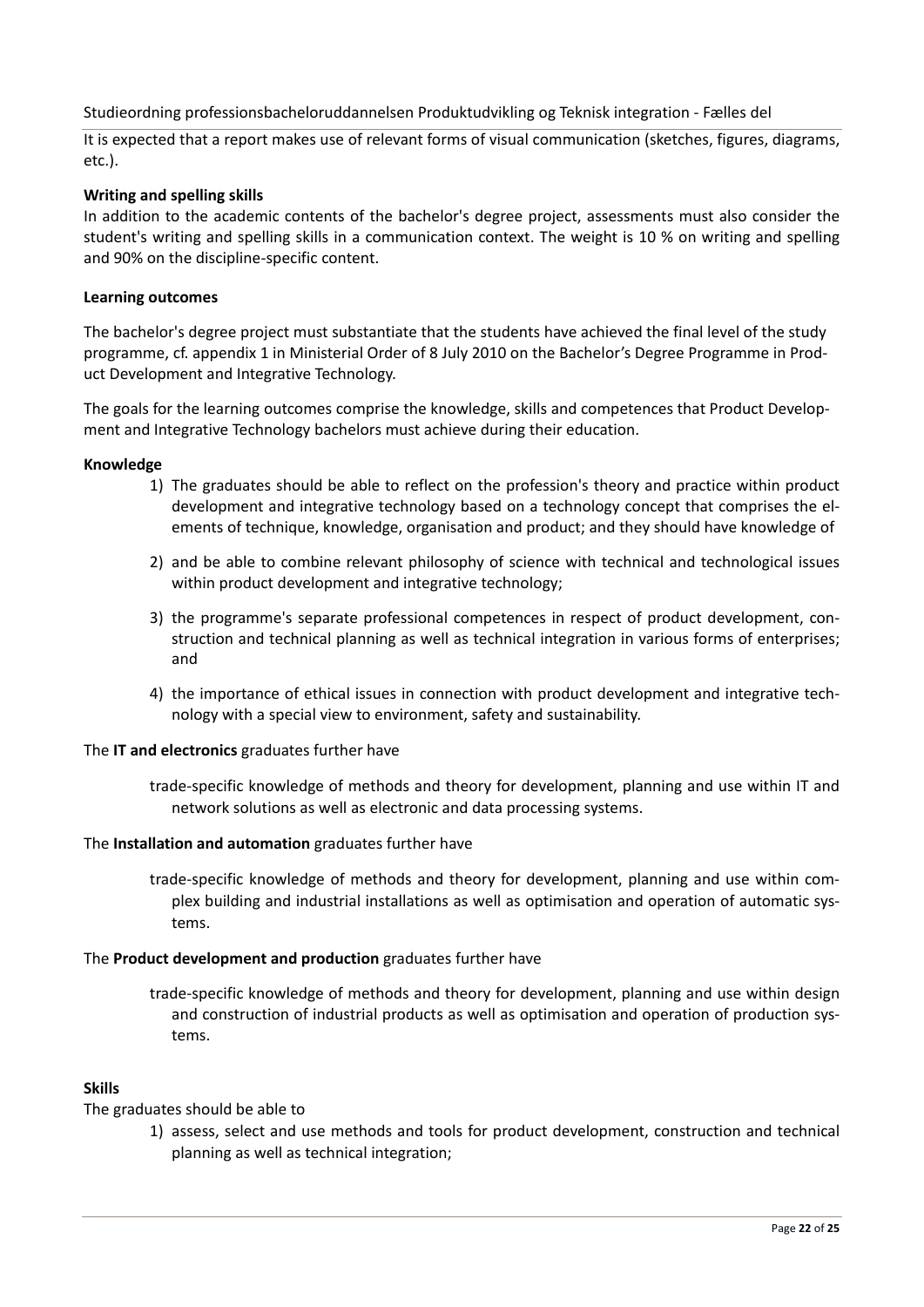It is expected that a report makes use of relevant forms of visual communication (sketches, figures, diagrams, etc.).

**Writing and spelling skills**

In addition to the academic contents of the bachelor's degree project, assessments must also consider the student's writing and spelling skills in a communication context. The weight is 10 % on writing and spelling and 90% on the discipline-specific content.

**Learning outcomes**

The bachelor's degree project must substantiate that the students have achieved the final level of the study programme, cf. appendix 1 in Ministerial Order of 8 July 2010 on the Bachelor's Degree Programme in Product Development and Integrative Technology.

The goals for the learning outcomes comprise the knowledge, skills and competences that Product Development and Integrative Technology bachelors must achieve during their education.

**Knowledge**

1) The graduates should be able to reflect on the profession's theory and practice within product development and integrative technology based on a technology concept that comprises the elements of technique, knowledge, organisation and product; and they should have knowledge of
2) and be able to combine relevant philosophy of science with technical and technological issues within product development and integrative technology;
3) the programme's separate professional competences in respect of product development, construction and technical planning as well as technical integration in various forms of enterprises; and
4) the importance of ethical issues in connection with product development and integrative technology with a special view to environment, safety and sustainability.

The **IT and electronics** graduates further have

trade-specific knowledge of methods and theory for development, planning and use within IT and network solutions as well as electronic and data processing systems.

The **Installation and automation** graduates further have

trade-specific knowledge of methods and theory for development, planning and use within complex building and industrial installations as well as optimisation and operation of automatic systems.

The **Product development and production** graduates further have

trade-specific knowledge of methods and theory for development, planning and use within design and construction of industrial products as well as optimisation and operation of production systems.

**Skills**

The graduates should be able to

1) assess, select and use methods and tools for product development, construction and technical planning as well as technical integration;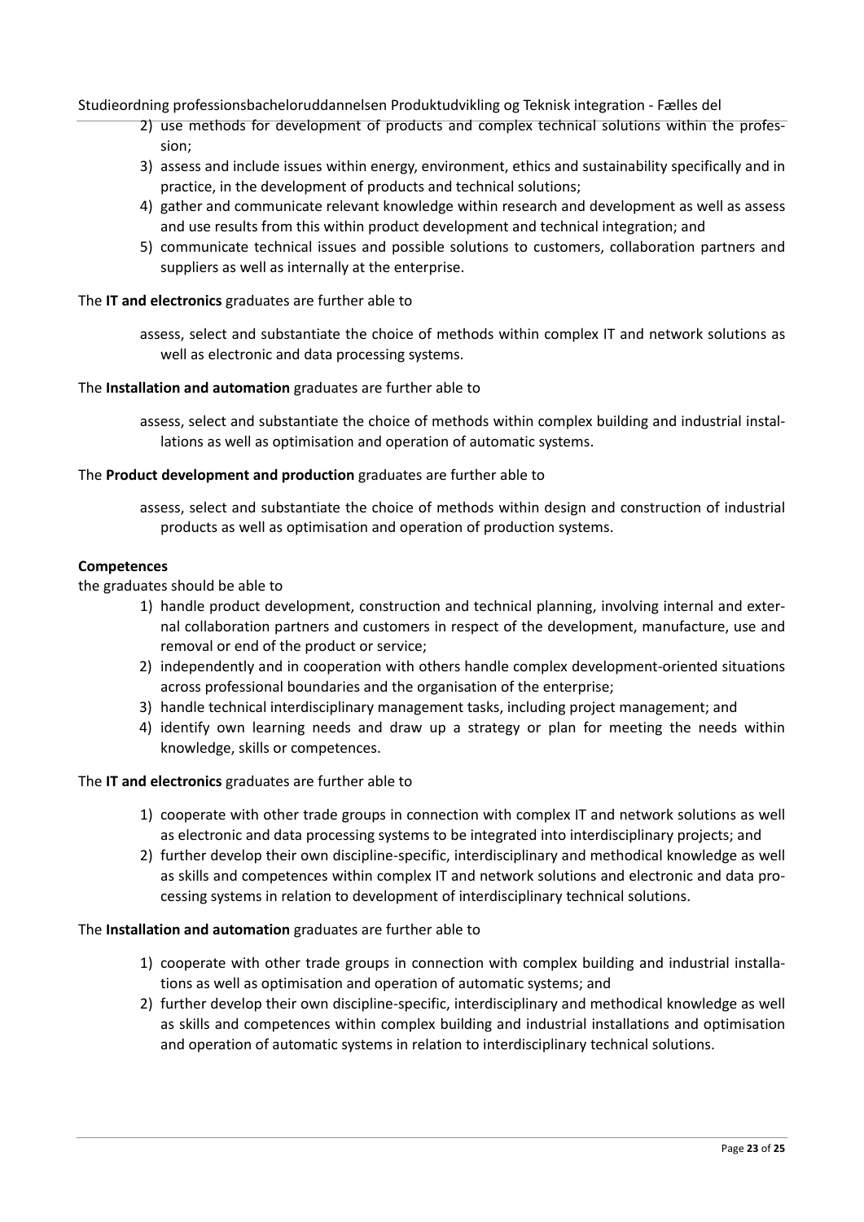2) use methods for development of products and complex technical solutions within the profession;
3) assess and include issues within energy, environment, ethics and sustainability specifically and in practice, in the development of products and technical solutions;
4) gather and communicate relevant knowledge within research and development as well as assess and use results from this within product development and technical integration; and
5) communicate technical issues and possible solutions to customers, collaboration partners and suppliers as well as internally at the enterprise.

The **IT and electronics** graduates are further able to

assess, select and substantiate the choice of methods within complex IT and network solutions as well as electronic and data processing systems.

The **Installation and automation** graduates are further able to

assess, select and substantiate the choice of methods within complex building and industrial installations as well as optimisation and operation of automatic systems.

The **Product development and production** graduates are further able to

assess, select and substantiate the choice of methods within design and construction of industrial products as well as optimisation and operation of production systems.

**Competences**

the graduates should be able to

1) handle product development, construction and technical planning, involving internal and external collaboration partners and customers in respect of the development, manufacture, use and removal or end of the product or service;
2) independently and in cooperation with others handle complex development-oriented situations across professional boundaries and the organisation of the enterprise;
3) handle technical interdisciplinary management tasks, including project management; and
4) identify own learning needs and draw up a strategy or plan for meeting the needs within knowledge, skills or competences.

The **IT and electronics** graduates are further able to

1) cooperate with other trade groups in connection with complex IT and network solutions as well as electronic and data processing systems to be integrated into interdisciplinary projects; and
2) further develop their own discipline-specific, interdisciplinary and methodical knowledge as well as skills and competences within complex IT and network solutions and electronic and data processing systems in relation to development of interdisciplinary technical solutions.

The **Installation and automation** graduates are further able to

1) cooperate with other trade groups in connection with complex building and industrial installations as well as optimisation and operation of automatic systems; and
2) further develop their own discipline-specific, interdisciplinary and methodical knowledge as well as skills and competences within complex building and industrial installations and optimisation and operation of automatic systems in relation to interdisciplinary technical solutions.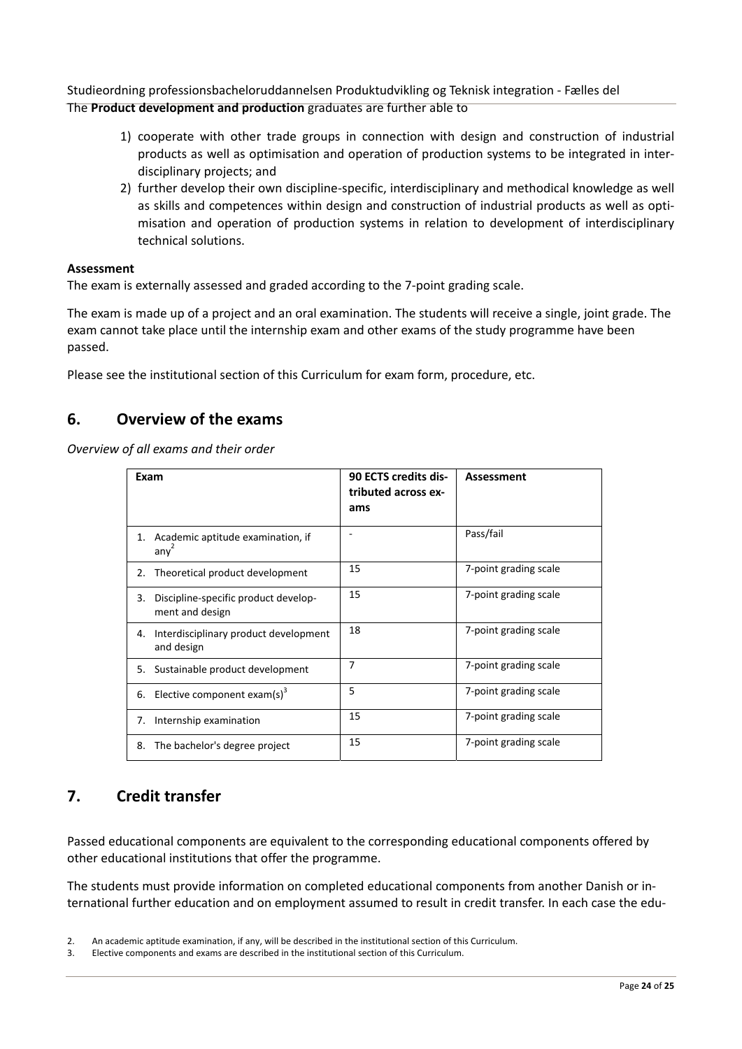The **Product development and production** graduates are further able to

1) cooperate with other trade groups in connection with design and construction of industrial products as well as optimisation and operation of production systems to be integrated in interdisciplinary projects; and
2) further develop their own discipline-specific, interdisciplinary and methodical knowledge as well as skills and competences within design and construction of industrial products as well as optimisation and operation of production systems in relation to development of interdisciplinary technical solutions.

**Assessment**

The exam is externally assessed and graded according to the 7-point grading scale.

The exam is made up of a project and an oral examination. The students will receive a single, joint grade. The exam cannot take place until the internship exam and other exams of the study programme have been passed.

Please see the institutional section of this Curriculum for exam form, procedure, etc.

## 6. Overview of the exams

*Overview of all exams and their order*

| Exam | 90 ECTS credits distributed across exams | Assessment |
|---|---|---|
| 1. Academic aptitude examination, if any[2] | - | Pass/fail |
| 2. Theoretical product development | 15 | 7-point grading scale |
| 3. Discipline-specific product development and design | 15 | 7-point grading scale |
| 4. Interdisciplinary product development and design | 18 | 7-point grading scale |
| 5. Sustainable product development | 7 | 7-point grading scale |
| 6. Elective component exam(s)[3] | 5 | 7-point grading scale |
| 7. Internship examination | 15 | 7-point grading scale |
| 8. The bachelor's degree project | 15 | 7-point grading scale |

## 7. Credit transfer

Passed educational components are equivalent to the corresponding educational components offered by other educational institutions that offer the programme.

The students must provide information on completed educational components from another Danish or international further education and on employment assumed to result in credit transfer. In each case the edu-

2. An academic aptitude examination, if any, will be described in the institutional section of this Curriculum.
3. Elective components and exams are described in the institutional section of this Curriculum.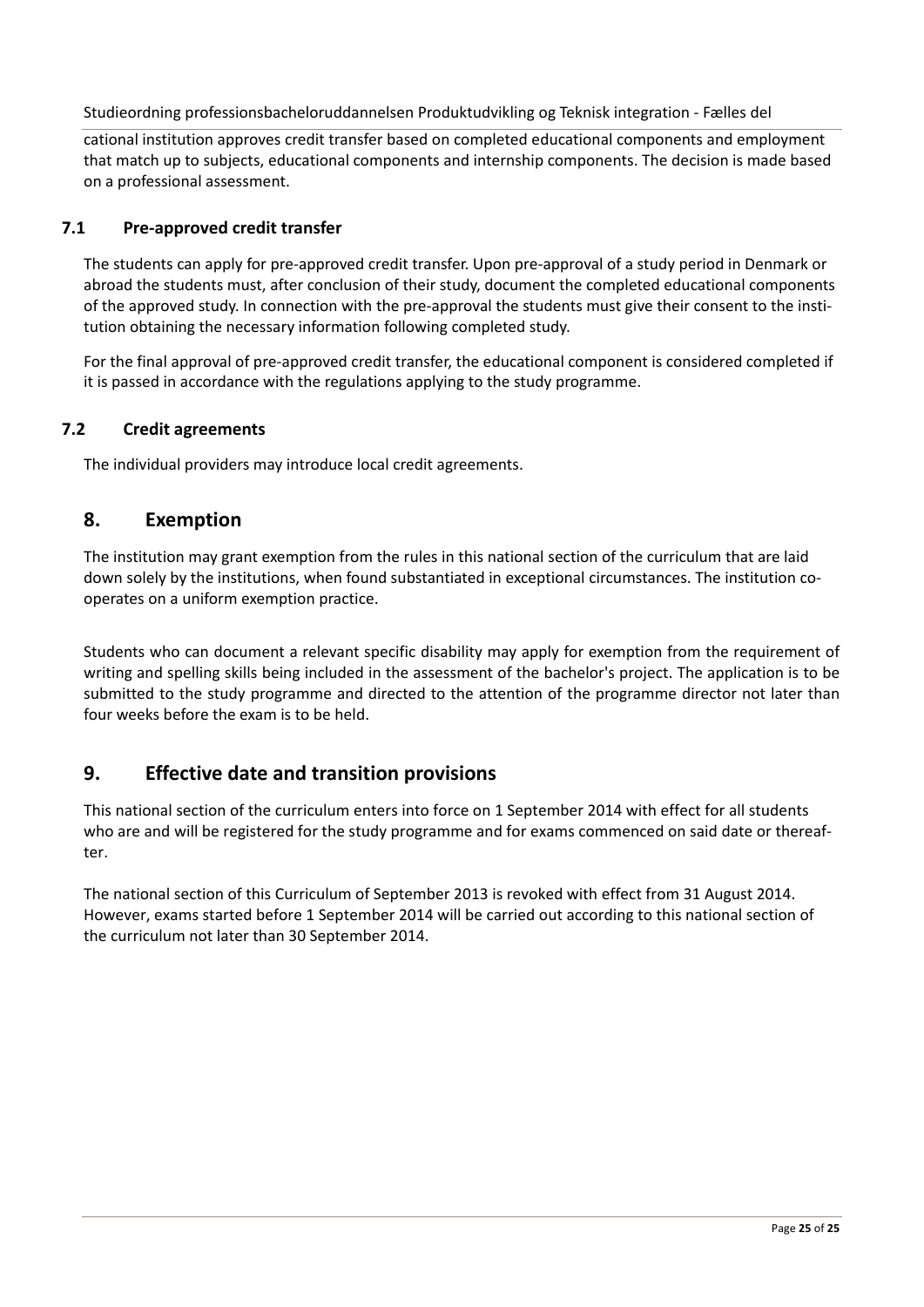cational institution approves credit transfer based on completed educational components and employment that match up to subjects, educational components and internship components. The decision is made based on a professional assessment.

### 7.1 Pre-approved credit transfer

The students can apply for pre-approved credit transfer. Upon pre-approval of a study period in Denmark or abroad the students must, after conclusion of their study, document the completed educational components of the approved study. In connection with the pre-approval the students must give their consent to the institution obtaining the necessary information following completed study.

For the final approval of pre-approved credit transfer, the educational component is considered completed if it is passed in accordance with the regulations applying to the study programme.

### 7.2 Credit agreements

The individual providers may introduce local credit agreements.

## 8. Exemption

The institution may grant exemption from the rules in this national section of the curriculum that are laid down solely by the institutions, when found substantiated in exceptional circumstances. The institution co-operates on a uniform exemption practice.

Students who can document a relevant specific disability may apply for exemption from the requirement of writing and spelling skills being included in the assessment of the bachelor's project. The application is to be submitted to the study programme and directed to the attention of the programme director not later than four weeks before the exam is to be held.

## 9. Effective date and transition provisions

This national section of the curriculum enters into force on 1 September 2014 with effect for all students who are and will be registered for the study programme and for exams commenced on said date or thereafter.

The national section of this Curriculum of September 2013 is revoked with effect from 31 August 2014. However, exams started before 1 September 2014 will be carried out according to this national section of the curriculum not later than 30 September 2014.